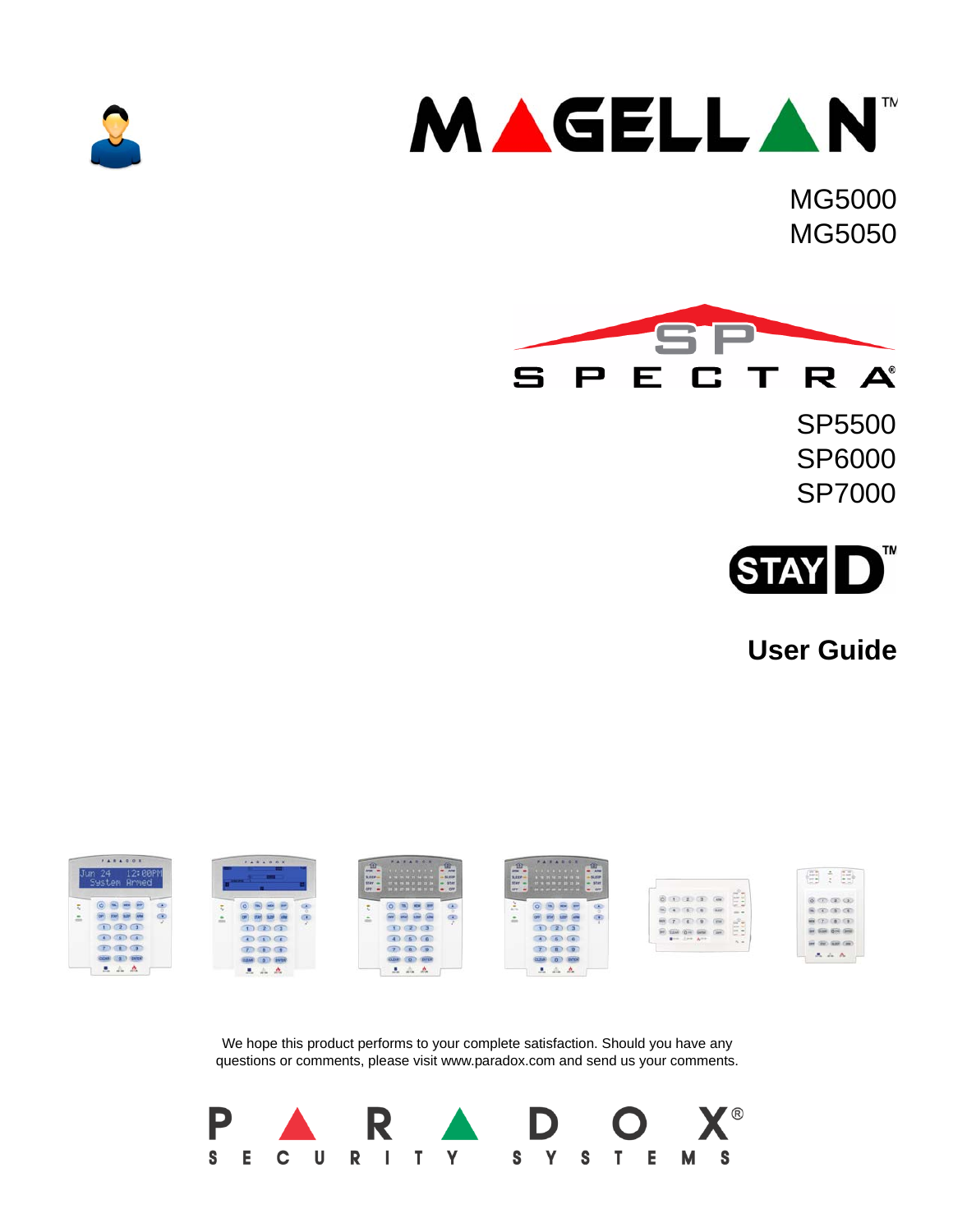# MAGELLAN™

MG5000
MG5050

# SPECTRA®

SP5500
SP6000
SP7000

STAY D™

## User Guide

We hope this product performs to your complete satisfaction. Should you have any questions or comments, please visit www.paradox.com and send us your comments.

PARADOX® SECURITY SYSTEMS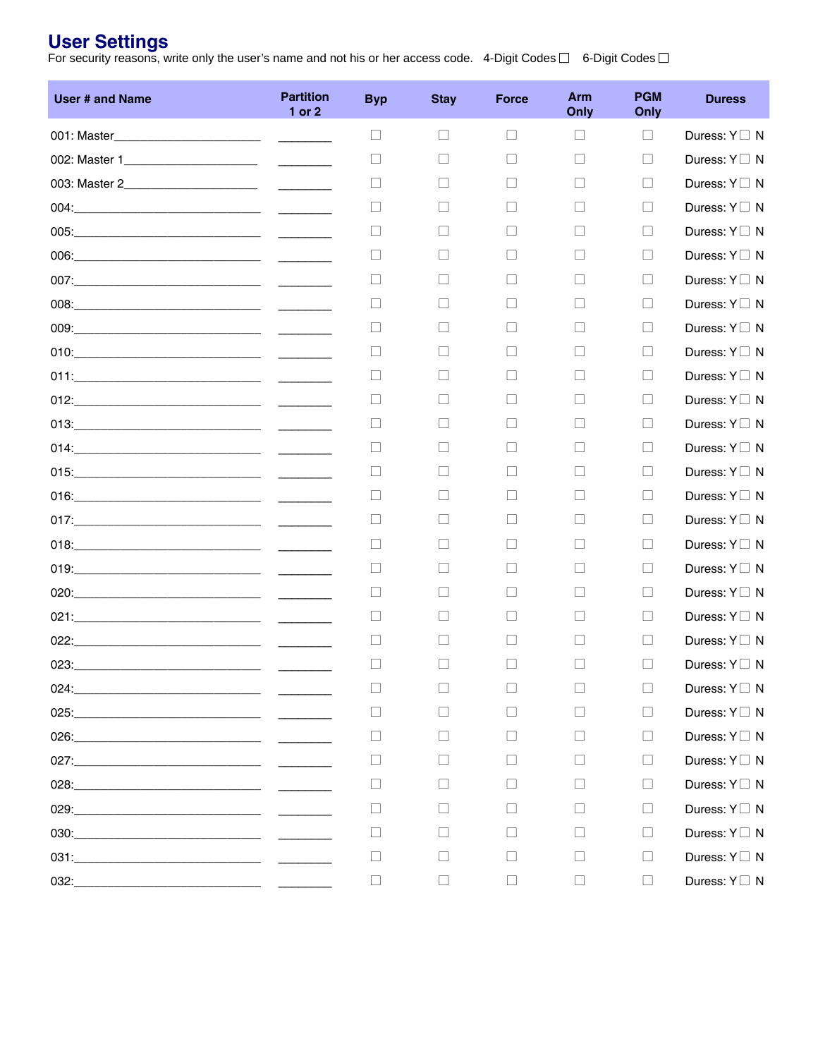# User Settings

For security reasons, write only the user's name and not his or her access code. 4-Digit Codes ☐ 6-Digit Codes ☐

| User # and Name | Partition 1 or 2 | Byp | Stay | Force | Arm Only | PGM Only | Duress |
|---|---|---|---|---|---|---|---|
| 001: Master___________________ | ________ | ☐ | ☐ | ☐ | ☐ | ☐ | Duress: Y☐ N |
| 002: Master 1_________________ | ________ | ☐ | ☐ | ☐ | ☐ | ☐ | Duress: Y☐ N |
| 003: Master 2_________________ | ________ | ☐ | ☐ | ☐ | ☐ | ☐ | Duress: Y☐ N |
| 004:__________________________ | ________ | ☐ | ☐ | ☐ | ☐ | ☐ | Duress: Y☐ N |
| 005:__________________________ | ________ | ☐ | ☐ | ☐ | ☐ | ☐ | Duress: Y☐ N |
| 006:__________________________ | ________ | ☐ | ☐ | ☐ | ☐ | ☐ | Duress: Y☐ N |
| 007:__________________________ | ________ | ☐ | ☐ | ☐ | ☐ | ☐ | Duress: Y☐ N |
| 008:__________________________ | ________ | ☐ | ☐ | ☐ | ☐ | ☐ | Duress: Y☐ N |
| 009:__________________________ | ________ | ☐ | ☐ | ☐ | ☐ | ☐ | Duress: Y☐ N |
| 010:__________________________ | ________ | ☐ | ☐ | ☐ | ☐ | ☐ | Duress: Y☐ N |
| 011:__________________________ | ________ | ☐ | ☐ | ☐ | ☐ | ☐ | Duress: Y☐ N |
| 012:__________________________ | ________ | ☐ | ☐ | ☐ | ☐ | ☐ | Duress: Y☐ N |
| 013:__________________________ | ________ | ☐ | ☐ | ☐ | ☐ | ☐ | Duress: Y☐ N |
| 014:__________________________ | ________ | ☐ | ☐ | ☐ | ☐ | ☐ | Duress: Y☐ N |
| 015:__________________________ | ________ | ☐ | ☐ | ☐ | ☐ | ☐ | Duress: Y☐ N |
| 016:__________________________ | ________ | ☐ | ☐ | ☐ | ☐ | ☐ | Duress: Y☐ N |
| 017:__________________________ | ________ | ☐ | ☐ | ☐ | ☐ | ☐ | Duress: Y☐ N |
| 018:__________________________ | ________ | ☐ | ☐ | ☐ | ☐ | ☐ | Duress: Y☐ N |
| 019:__________________________ | ________ | ☐ | ☐ | ☐ | ☐ | ☐ | Duress: Y☐ N |
| 020:__________________________ | ________ | ☐ | ☐ | ☐ | ☐ | ☐ | Duress: Y☐ N |
| 021:__________________________ | ________ | ☐ | ☐ | ☐ | ☐ | ☐ | Duress: Y☐ N |
| 022:__________________________ | ________ | ☐ | ☐ | ☐ | ☐ | ☐ | Duress: Y☐ N |
| 023:__________________________ | ________ | ☐ | ☐ | ☐ | ☐ | ☐ | Duress: Y☐ N |
| 024:__________________________ | ________ | ☐ | ☐ | ☐ | ☐ | ☐ | Duress: Y☐ N |
| 025:__________________________ | ________ | ☐ | ☐ | ☐ | ☐ | ☐ | Duress: Y☐ N |
| 026:__________________________ | ________ | ☐ | ☐ | ☐ | ☐ | ☐ | Duress: Y☐ N |
| 027:__________________________ | ________ | ☐ | ☐ | ☐ | ☐ | ☐ | Duress: Y☐ N |
| 028:__________________________ | ________ | ☐ | ☐ | ☐ | ☐ | ☐ | Duress: Y☐ N |
| 029:__________________________ | ________ | ☐ | ☐ | ☐ | ☐ | ☐ | Duress: Y☐ N |
| 030:__________________________ | ________ | ☐ | ☐ | ☐ | ☐ | ☐ | Duress: Y☐ N |
| 031:__________________________ | ________ | ☐ | ☐ | ☐ | ☐ | ☐ | Duress: Y☐ N |
| 032:__________________________ | ________ | ☐ | ☐ | ☐ | ☐ | ☐ | Duress: Y☐ N |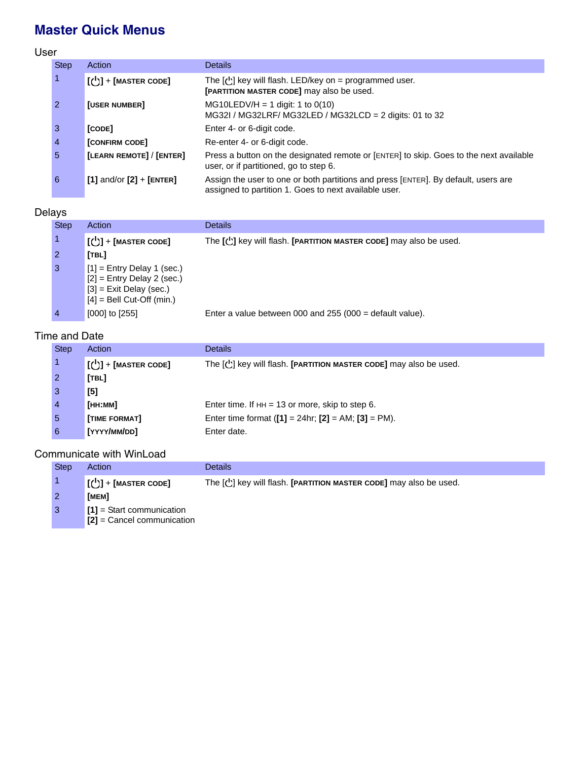# Master Quick Menus

## User

| Step | Action | Details |
|---|---|---|
| 1 | **[⏻] + [MASTER CODE]** | The [⏻] key will flash. LED/key on = programmed user. **[PARTITION MASTER CODE]** may also be used. |
| 2 | **[USER NUMBER]** | MG10LEDV/H = 1 digit: 1 to 0(10)<br>MG32I / MG32LRF/ MG32LED / MG32LCD = 2 digits: 01 to 32 |
| 3 | **[CODE]** | Enter 4- or 6-digit code. |
| 4 | **[CONFIRM CODE]** | Re-enter 4- or 6-digit code. |
| 5 | **[LEARN REMOTE]** / **[ENTER]** | Press a button on the designated remote or [ENTER] to skip. Goes to the next available user, or if partitioned, go to step 6. |
| 6 | **[1]** and/or **[2]** + **[ENTER]** | Assign the user to one or both partitions and press [ENTER]. By default, users are assigned to partition 1. Goes to next available user. |

## Delays

| Step | Action | Details |
|---|---|---|
| 1 | **[⏻] + [MASTER CODE]** | The **[⏻]** key will flash. **[PARTITION MASTER CODE]** may also be used. |
| 2 | **[TBL]** | |
| 3 | [1] = Entry Delay 1 (sec.)<br>[2] = Entry Delay 2 (sec.)<br>[3] = Exit Delay (sec.)<br>[4] = Bell Cut-Off (min.) | |
| 4 | [000] to [255] | Enter a value between 000 and 255 (000 = default value). |

## Time and Date

| Step | Action | Details |
|---|---|---|
| 1 | **[⏻] + [MASTER CODE]** | The [⏻] key will flash. **[PARTITION MASTER CODE]** may also be used. |
| 2 | **[TBL]** | |
| 3 | **[5]** | |
| 4 | **[HH:MM]** | Enter time. If HH = 13 or more, skip to step 6. |
| 5 | **[TIME FORMAT]** | Enter time format (**[1]** = 24hr; **[2]** = AM; **[3]** = PM). |
| 6 | **[YYYY/MM/DD]** | Enter date. |

## Communicate with WinLoad

| Step | Action | Details |
|---|---|---|
| 1 | **[⏻] + [MASTER CODE]** | The [⏻] key will flash. **[PARTITION MASTER CODE]** may also be used. |
| 2 | **[MEM]** | |
| 3 | **[1]** = Start communication<br>**[2]** = Cancel communication | |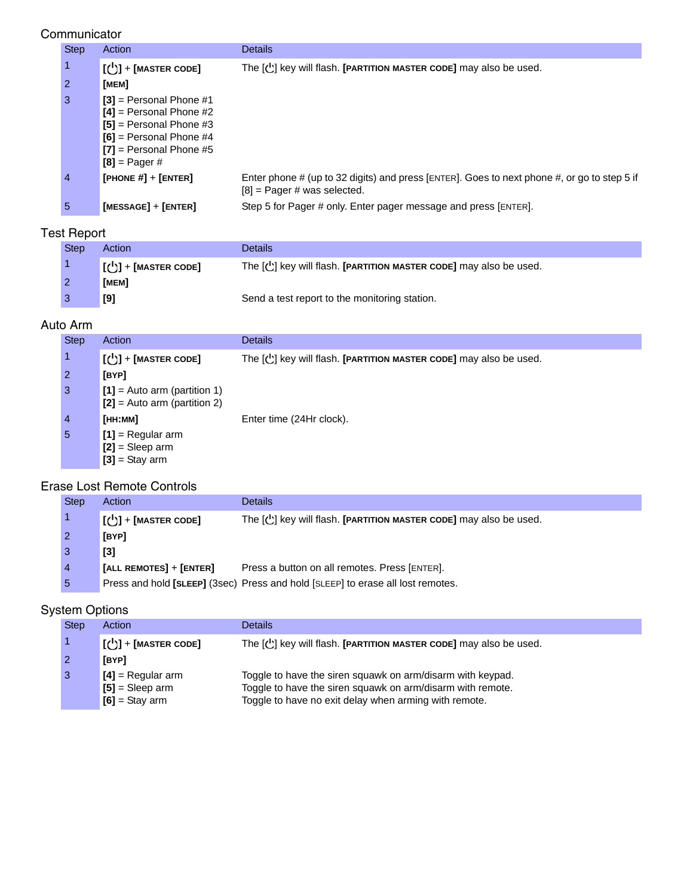## Communicator

| Step | Action | Details |
|---|---|---|
| 1 | [⏻] + [MASTER CODE] | The [⏻] key will flash. [PARTITION MASTER CODE] may also be used. |
| 2 | [MEM] | |
| 3 | [3] = Personal Phone #1<br>[4] = Personal Phone #2<br>[5] = Personal Phone #3<br>[6] = Personal Phone #4<br>[7] = Personal Phone #5<br>[8] = Pager # | |
| 4 | [PHONE #] + [ENTER] | Enter phone # (up to 32 digits) and press [ENTER]. Goes to next phone #, or go to step 5 if [8] = Pager # was selected. |
| 5 | [MESSAGE] + [ENTER] | Step 5 for Pager # only. Enter pager message and press [ENTER]. |

## Test Report

| Step | Action | Details |
|---|---|---|
| 1 | [⏻] + [MASTER CODE] | The [⏻] key will flash. [PARTITION MASTER CODE] may also be used. |
| 2 | [MEM] | |
| 3 | [9] | Send a test report to the monitoring station. |

## Auto Arm

| Step | Action | Details |
|---|---|---|
| 1 | [⏻] + [MASTER CODE] | The [⏻] key will flash. [PARTITION MASTER CODE] may also be used. |
| 2 | [BYP] | |
| 3 | [1] = Auto arm (partition 1)<br>[2] = Auto arm (partition 2) | |
| 4 | [HH:MM] | Enter time (24Hr clock). |
| 5 | [1] = Regular arm<br>[2] = Sleep arm<br>[3] = Stay arm | |

## Erase Lost Remote Controls

| Step | Action | Details |
|---|---|---|
| 1 | [⏻] + [MASTER CODE] | The [⏻] key will flash. [PARTITION MASTER CODE] may also be used. |
| 2 | [BYP] | |
| 3 | [3] | |
| 4 | [ALL REMOTES] + [ENTER] | Press a button on all remotes. Press [ENTER]. |
| 5 | Press and hold [SLEEP] (3sec) | Press and hold [SLEEP] to erase all lost remotes. |

## System Options

| Step | Action | Details |
|---|---|---|
| 1 | [⏻] + [MASTER CODE] | The [⏻] key will flash. [PARTITION MASTER CODE] may also be used. |
| 2 | [BYP] | |
| 3 | [4] = Regular arm<br>[5] = Sleep arm<br>[6] = Stay arm | Toggle to have the siren squawk on arm/disarm with keypad.<br>Toggle to have the siren squawk on arm/disarm with remote.<br>Toggle to have no exit delay when arming with remote. |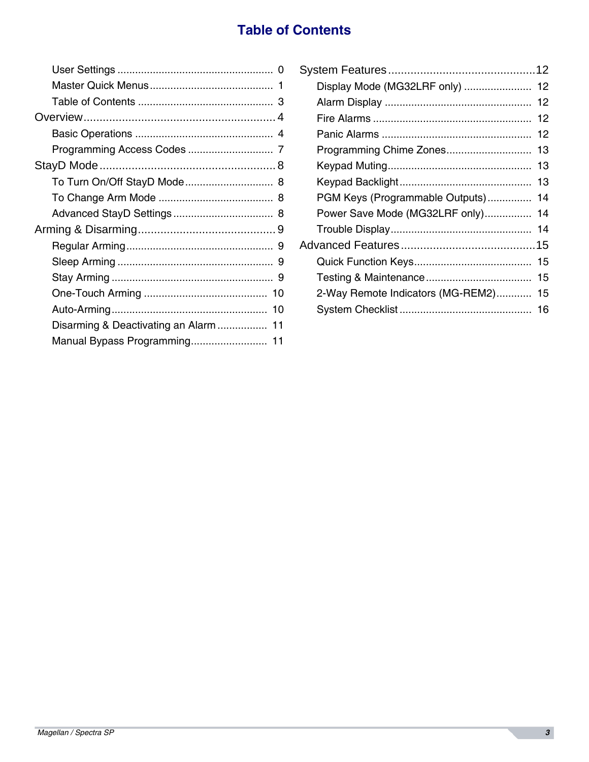# Table of Contents

- User Settings .................................................... 0
- Master Quick Menus .......................................... 1
- Table of Contents .............................................. 3

**Overview** ............................................................ 4

- Basic Operations ............................................... 4
- Programming Access Codes ............................. 7

**StayD Mode** ....................................................... 8

- To Turn On/Off StayD Mode .............................. 8
- To Change Arm Mode ....................................... 8
- Advanced StayD Settings .................................. 8

**Arming & Disarming** ........................................... 9

- Regular Arming .................................................. 9
- Sleep Arming ..................................................... 9
- Stay Arming ....................................................... 9
- One-Touch Arming ........................................... 10
- Auto-Arming ..................................................... 10
- Disarming & Deactivating an Alarm ................. 11
- Manual Bypass Programming .......................... 11

**System Features** ............................................... 12

- Display Mode (MG32LRF only) ....................... 12
- Alarm Display .................................................. 12
- Fire Alarms ...................................................... 12
- Panic Alarms ................................................... 12
- Programming Chime Zones ............................. 13
- Keypad Muting ................................................. 13
- Keypad Backlight ............................................. 13
- PGM Keys (Programmable Outputs) ............... 14
- Power Save Mode (MG32LRF only) ................ 14
- Trouble Display ................................................ 14

**Advanced Features** .......................................... 15

- Quick Function Keys ........................................ 15
- Testing & Maintenance .................................... 15
- 2-Way Remote Indicators (MG-REM2) ............ 15
- System Checklist ............................................. 16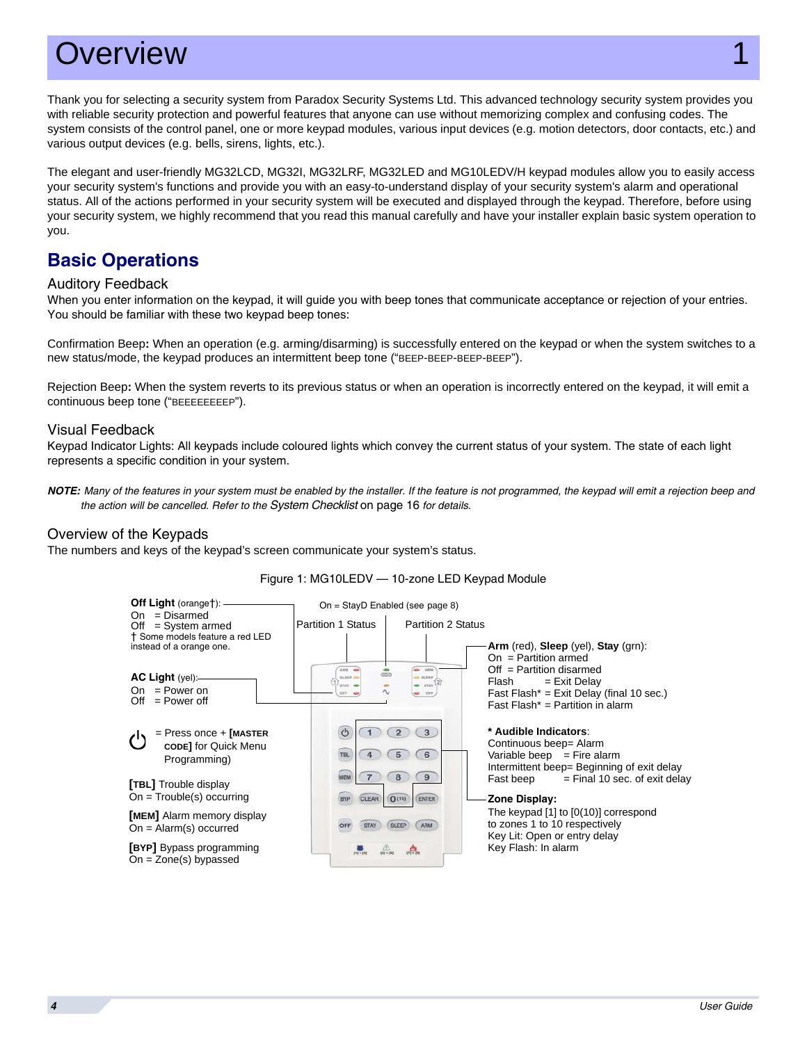# Overview 1

Thank you for selecting a security system from Paradox Security Systems Ltd. This advanced technology security system provides you with reliable security protection and powerful features that anyone can use without memorizing complex and confusing codes. The system consists of the control panel, one or more keypad modules, various input devices (e.g. motion detectors, door contacts, etc.) and various output devices (e.g. bells, sirens, lights, etc.).

The elegant and user-friendly MG32LCD, MG32I, MG32LRF, MG32LED and MG10LEDV/H keypad modules allow you to easily access your security system's functions and provide you with an easy-to-understand display of your security system's alarm and operational status. All of the actions performed in your security system will be executed and displayed through the keypad. Therefore, before using your security system, we highly recommend that you read this manual carefully and have your installer explain basic system operation to you.

## Basic Operations

### Auditory Feedback

When you enter information on the keypad, it will guide you with beep tones that communicate acceptance or rejection of your entries. You should be familiar with these two keypad beep tones:

Confirmation Beep**:** When an operation (e.g. arming/disarming) is successfully entered on the keypad or when the system switches to a new status/mode, the keypad produces an intermittent beep tone ("BEEP-BEEP-BEEP-BEEP").

Rejection Beep**:** When the system reverts to its previous status or when an operation is incorrectly entered on the keypad, it will emit a continuous beep tone ("BEEEEEEEEP").

### Visual Feedback

Keypad Indicator Lights: All keypads include coloured lights which convey the current status of your system. The state of each light represents a specific condition in your system.

***NOTE:*** *Many of the features in your system must be enabled by the installer. If the feature is not programmed, the keypad will emit a rejection beep and the action will be cancelled. Refer to the* System Checklist on page 16 *for details.*

### Overview of the Keypads

The numbers and keys of the keypad's screen communicate your system's status.

Figure 1: MG10LEDV — 10-zone LED Keypad Module

**Off Light** (orange†):
On = Disarmed
Off = System armed
† Some models feature a red LED instead of a orange one.

**AC Light** (yel):
On = Power on
Off = Power off

⏻ = Press once + **[MASTER CODE]** for Quick Menu Programming)

**[TBL]** Trouble display
On = Trouble(s) occurring

**[MEM]** Alarm memory display
On = Alarm(s) occurred

**[BYP]** Bypass programming
On = Zone(s) bypassed

On = StayD Enabled (see page 8)

Partition 1 Status

Partition 2 Status

**Arm** (red), **Sleep** (yel), **Stay** (grn):
On = Partition armed
Off = Partition disarmed
Flash = Exit Delay
Fast Flash* = Exit Delay (final 10 sec.)
Fast Flash* = Partition in alarm

**\* Audible Indicators**:
Continuous beep= Alarm
Variable beep = Fire alarm
Intermittent beep= Beginning of exit delay
Fast beep = Final 10 sec. of exit delay

**Zone Display:**
The keypad [1] to [0(10)] correspond to zones 1 to 10 respectively
Key Lit: Open or entry delay
Key Flash: In alarm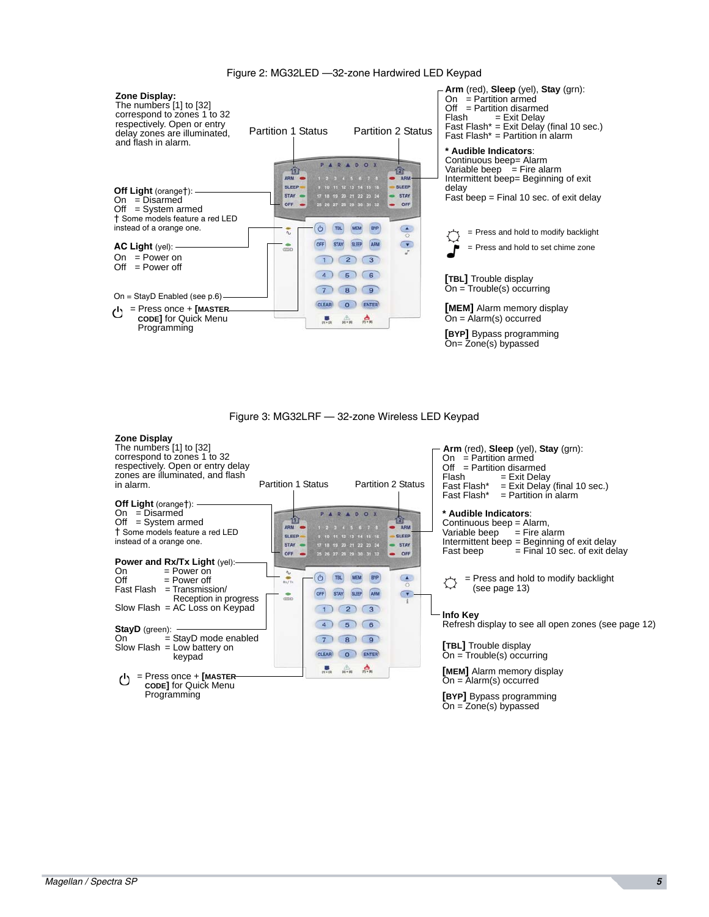Figure 2: MG32LED —32-zone Hardwired LED Keypad

**Zone Display:**
The numbers [1] to [32] correspond to zones 1 to 32 respectively. Open or entry delay zones are illuminated, and flash in alarm.

Partition 1 Status

Partition 2 Status

**Arm** (red), **Sleep** (yel), **Stay** (grn):
On = Partition armed
Off = Partition disarmed
Flash = Exit Delay
Fast Flash* = Exit Delay (final 10 sec.)
Fast Flash* = Partition in alarm

**\* Audible Indicators**:
Continuous beep= Alarm
Variable beep = Fire alarm
Intermittent beep= Beginning of exit delay
Fast beep = Final 10 sec. of exit delay

**Off Light** (orange†):
On = Disarmed
Off = System armed
† Some models feature a red LED instead of a orange one.

**AC Light** (yel):
On = Power on
Off = Power off

On = StayD Enabled (see p.6)

= Press once + [MASTER CODE] for Quick Menu Programming

= Press and hold to modify backlight

= Press and hold to set chime zone

**[TBL]** Trouble display
On = Trouble(s) occurring

**[MEM]** Alarm memory display
On = Alarm(s) occurred

**[BYP]** Bypass programming
On= Zone(s) bypassed

Figure 3: MG32LRF — 32-zone Wireless LED Keypad

**Zone Display**
The numbers [1] to [32] correspond to zones 1 to 32 respectively. Open or entry delay zones are illuminated, and flash in alarm.

Partition 1 Status

Partition 2 Status

**Arm** (red), **Sleep** (yel), **Stay** (grn):
On = Partition armed
Off = Partition disarmed
Flash = Exit Delay
Fast Flash* = Exit Delay (final 10 sec.)
Fast Flash* = Partition in alarm

**\* Audible Indicators**:
Continuous beep = Alarm,
Variable beep = Fire alarm
Intermittent beep = Beginning of exit delay
Fast beep = Final 10 sec. of exit delay

**Off Light** (orange†):
On = Disarmed
Off = System armed
† Some models feature a red LED instead of a orange one.

**Power and Rx/Tx Light** (yel):
On = Power on
Off = Power off
Fast Flash = Transmission/ Reception in progress
Slow Flash = AC Loss on Keypad

**StayD** (green):
On = StayD mode enabled
Slow Flash = Low battery on keypad

= Press once + [MASTER CODE] for Quick Menu Programming

= Press and hold to modify backlight (see page 13)

**Info Key**
Refresh display to see all open zones (see page 12)

**[TBL]** Trouble display
On = Trouble(s) occurring

**[MEM]** Alarm memory display
On = Alarm(s) occurred

**[BYP]** Bypass programming
On = Zone(s) bypassed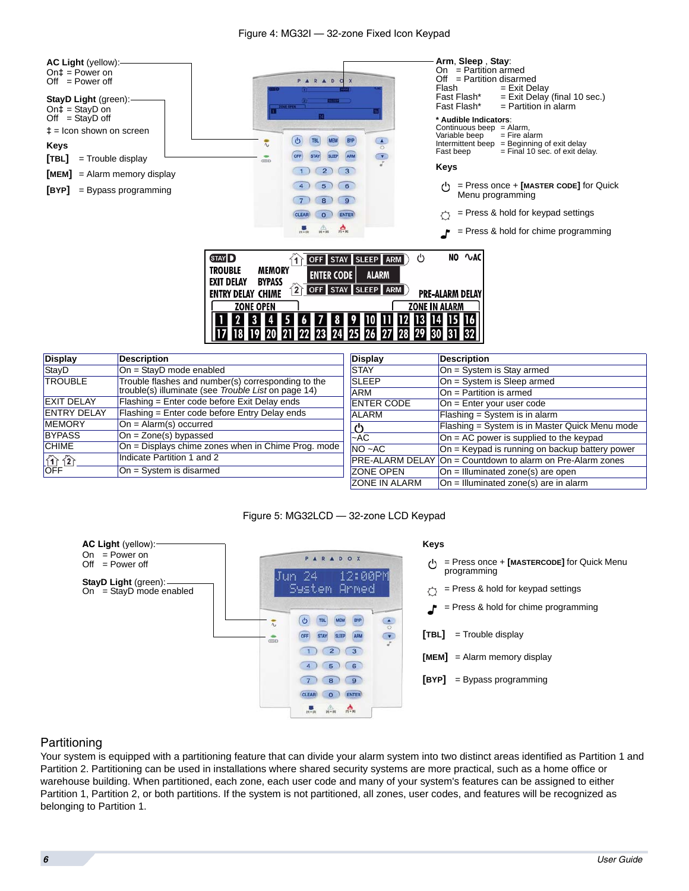Figure 4: MG32I — 32-zone Fixed Icon Keypad

**AC Light** (yellow):
On‡ = Power on
Off = Power off

**StayD Light** (green):
On‡ = StayD on
Off = StayD off

‡ = Icon shown on screen

**Keys**

**[TBL]** = Trouble display

**[MEM]** = Alarm memory display

**[BYP]** = Bypass programming

**Arm**, **Sleep** , **Stay**:
On = Partition armed
Off = Partition disarmed
Flash = Exit Delay
Fast Flash* = Exit Delay (final 10 sec.)
Fast Flash* = Partition in alarm

**\* Audible Indicators**:
Continuous beep = Alarm,
Variable beep = Fire alarm
Intermittent beep = Beginning of exit delay
Fast beep = Final 10 sec. of exit delay.

**Keys**

⏻ = Press once + **[MASTER CODE]** for Quick Menu programming

☼ = Press & hold for keypad settings

♪ = Press & hold for chime programming

| Display | Description |
|---|---|
| StayD | On = StayD mode enabled |
| TROUBLE | Trouble flashes and number(s) corresponding to the trouble(s) illuminate (see *Trouble List* on page 14) |
| EXIT DELAY | Flashing = Enter code before Exit Delay ends |
| ENTRY DELAY | Flashing = Enter code before Entry Delay ends |
| MEMORY | On = Alarm(s) occurred |
| BYPASS | On = Zone(s) bypassed |
| CHIME | On = Displays chime zones when in Chime Prog. mode |
| 1 2 | Indicate Partition 1 and 2 |
| OFF | On = System is disarmed |

| Display | Description |
|---|---|
| STAY | On = System is Stay armed |
| SLEEP | On = System is Sleep armed |
| ARM | On = Partition is armed |
| ENTER CODE | On = Enter your user code |
| ALARM | Flashing = System is in alarm |
| ⏻ | Flashing = System is in Master Quick Menu mode |
| ~AC | On = AC power is supplied to the keypad |
| NO ~AC | On = Keypad is running on backup battery power |
| PRE-ALARM DELAY | On = Countdown to alarm on Pre-Alarm zones |
| ZONE OPEN | On = Illuminated zone(s) are open |
| ZONE IN ALARM | On = Illuminated zone(s) are in alarm |

Figure 5: MG32LCD — 32-zone LCD Keypad

**AC Light** (yellow):
On = Power on
Off = Power off

**StayD Light** (green):
On = StayD mode enabled

**Keys**

⏻ = Press once + **[MASTERCODE]** for Quick Menu programming

☼ = Press & hold for keypad settings

♪ = Press & hold for chime programming

**[TBL]** = Trouble display

**[MEM]** = Alarm memory display

**[BYP]** = Bypass programming

## Partitioning

Your system is equipped with a partitioning feature that can divide your alarm system into two distinct areas identified as Partition 1 and Partition 2. Partitioning can be used in installations where shared security systems are more practical, such as a home office or warehouse building. When partitioned, each zone, each user code and many of your system's features can be assigned to either Partition 1, Partition 2, or both partitions. If the system is not partitioned, all zones, user codes, and features will be recognized as belonging to Partition 1.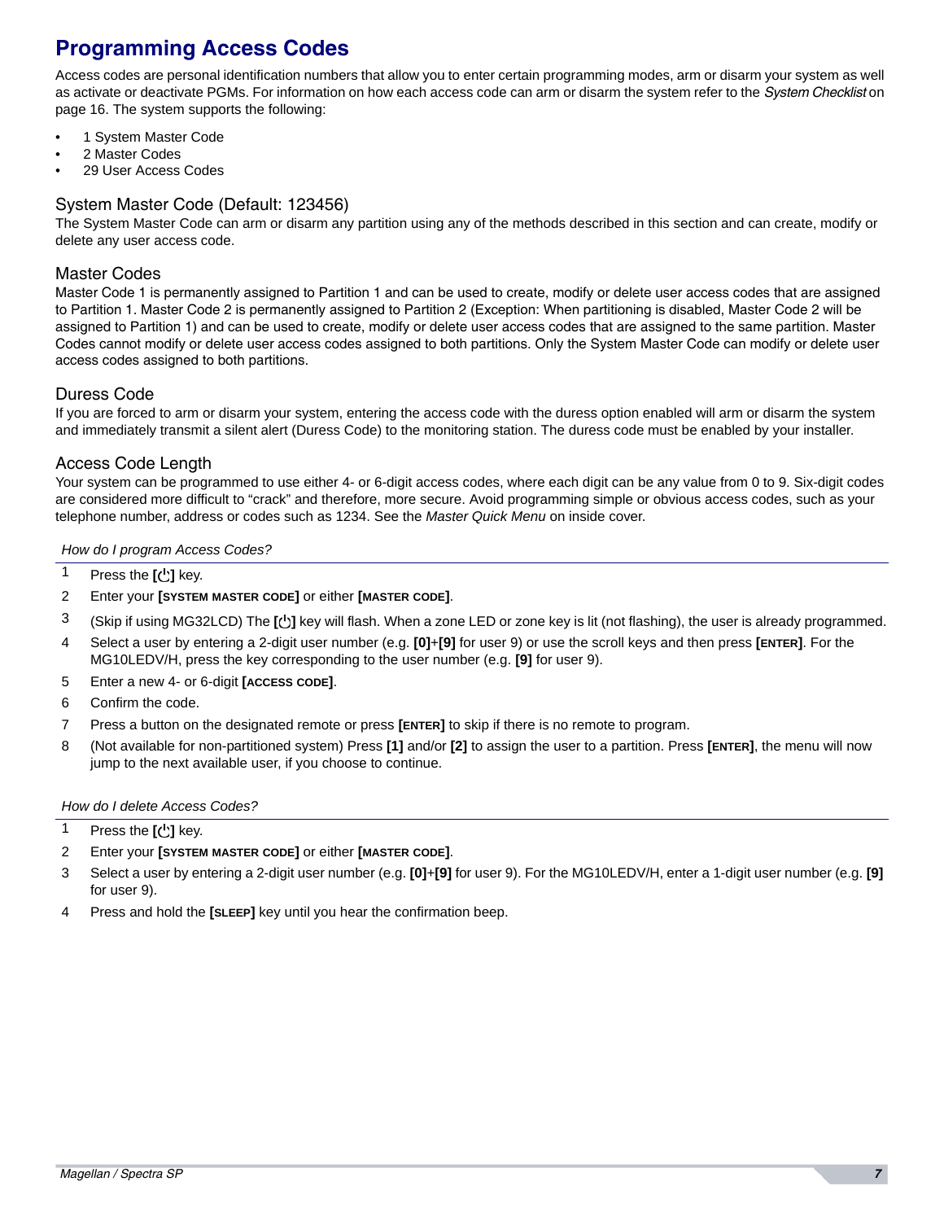# Programming Access Codes

Access codes are personal identification numbers that allow you to enter certain programming modes, arm or disarm your system as well as activate or deactivate PGMs. For information on how each access code can arm or disarm the system refer to the *System Checklist* on page 16. The system supports the following:

- 1 System Master Code
- 2 Master Codes
- 29 User Access Codes

## System Master Code (Default: 123456)

The System Master Code can arm or disarm any partition using any of the methods described in this section and can create, modify or delete any user access code.

## Master Codes

Master Code 1 is permanently assigned to Partition 1 and can be used to create, modify or delete user access codes that are assigned to Partition 1. Master Code 2 is permanently assigned to Partition 2 (Exception: When partitioning is disabled, Master Code 2 will be assigned to Partition 1) and can be used to create, modify or delete user access codes that are assigned to the same partition. Master Codes cannot modify or delete user access codes assigned to both partitions. Only the System Master Code can modify or delete user access codes assigned to both partitions.

## Duress Code

If you are forced to arm or disarm your system, entering the access code with the duress option enabled will arm or disarm the system and immediately transmit a silent alert (Duress Code) to the monitoring station. The duress code must be enabled by your installer.

## Access Code Length

Your system can be programmed to use either 4- or 6-digit access codes, where each digit can be any value from 0 to 9. Six-digit codes are considered more difficult to “crack” and therefore, more secure. Avoid programming simple or obvious access codes, such as your telephone number, address or codes such as 1234. See the *Master Quick Menu* on inside cover.

*How do I program Access Codes?*

1. Press the **[⏻]** key.
2. Enter your **[SYSTEM MASTER CODE]** or either **[MASTER CODE]**.
3. (Skip if using MG32LCD) The **[⏻]** key will flash. When a zone LED or zone key is lit (not flashing), the user is already programmed.
4. Select a user by entering a 2-digit user number (e.g. **[0]**+**[9]** for user 9) or use the scroll keys and then press **[ENTER]**. For the MG10LEDV/H, press the key corresponding to the user number (e.g. **[9]** for user 9).
5. Enter a new 4- or 6-digit **[ACCESS CODE]**.
6. Confirm the code.
7. Press a button on the designated remote or press **[ENTER]** to skip if there is no remote to program.
8. (Not available for non-partitioned system) Press **[1]** and/or **[2]** to assign the user to a partition. Press **[ENTER]**, the menu will now jump to the next available user, if you choose to continue.

*How do I delete Access Codes?*

1. Press the **[⏻]** key.
2. Enter your **[SYSTEM MASTER CODE]** or either **[MASTER CODE]**.
3. Select a user by entering a 2-digit user number (e.g. **[0]**+**[9]** for user 9). For the MG10LEDV/H, enter a 1-digit user number (e.g. **[9]** for user 9).
4. Press and hold the **[SLEEP]** key until you hear the confirmation beep.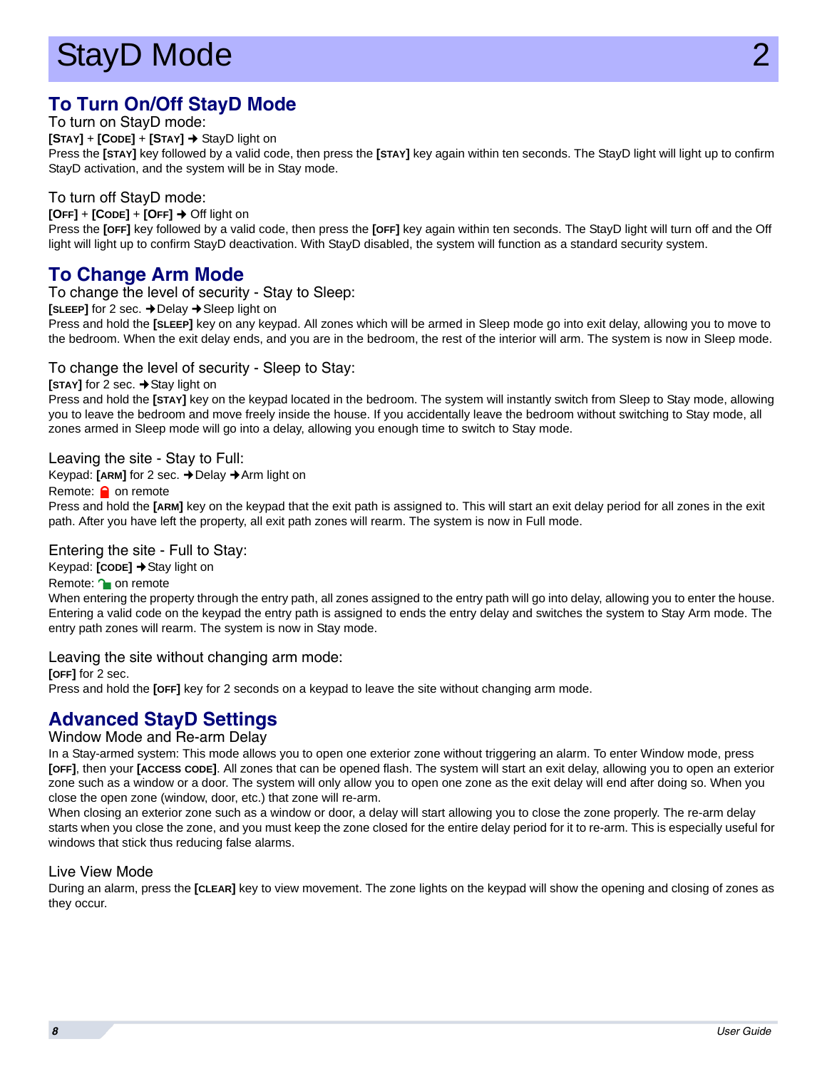# StayD Mode 2

## To Turn On/Off StayD Mode

### To turn on StayD mode:

**[STAY]** + **[CODE]** + **[STAY]** ➜ StayD light on

Press the **[STAY]** key followed by a valid code, then press the **[STAY]** key again within ten seconds. The StayD light will light up to confirm StayD activation, and the system will be in Stay mode.

### To turn off StayD mode:

**[OFF]** + **[CODE]** + **[OFF]** ➜ Off light on

Press the **[OFF]** key followed by a valid code, then press the **[OFF]** key again within ten seconds. The StayD light will turn off and the Off light will light up to confirm StayD deactivation. With StayD disabled, the system will function as a standard security system.

## To Change Arm Mode

### To change the level of security - Stay to Sleep:

**[SLEEP]** for 2 sec. ➜Delay ➜Sleep light on

Press and hold the **[SLEEP]** key on any keypad. All zones which will be armed in Sleep mode go into exit delay, allowing you to move to the bedroom. When the exit delay ends, and you are in the bedroom, the rest of the interior will arm. The system is now in Sleep mode.

### To change the level of security - Sleep to Stay:

**[STAY]** for 2 sec. ➜Stay light on

Press and hold the **[STAY]** key on the keypad located in the bedroom. The system will instantly switch from Sleep to Stay mode, allowing you to leave the bedroom and move freely inside the house. If you accidentally leave the bedroom without switching to Stay mode, all zones armed in Sleep mode will go into a delay, allowing you enough time to switch to Stay mode.

### Leaving the site - Stay to Full:

Keypad: **[ARM]** for 2 sec. ➜Delay ➜Arm light on

Remote: 🔒 on remote

Press and hold the **[ARM]** key on the keypad that the exit path is assigned to. This will start an exit delay period for all zones in the exit path. After you have left the property, all exit path zones will rearm. The system is now in Full mode.

### Entering the site - Full to Stay:

Keypad: **[CODE]** ➜Stay light on

Remote: 🔓 on remote

When entering the property through the entry path, all zones assigned to the entry path will go into delay, allowing you to enter the house. Entering a valid code on the keypad the entry path is assigned to ends the entry delay and switches the system to Stay Arm mode. The entry path zones will rearm. The system is now in Stay mode.

### Leaving the site without changing arm mode:

**[OFF]** for 2 sec.

Press and hold the **[OFF]** key for 2 seconds on a keypad to leave the site without changing arm mode.

## Advanced StayD Settings

### Window Mode and Re-arm Delay

In a Stay-armed system: This mode allows you to open one exterior zone without triggering an alarm. To enter Window mode, press **[OFF]**, then your **[ACCESS CODE]**. All zones that can be opened flash. The system will start an exit delay, allowing you to open an exterior zone such as a window or a door. The system will only allow you to open one zone as the exit delay will end after doing so. When you close the open zone (window, door, etc.) that zone will re-arm.

When closing an exterior zone such as a window or door, a delay will start allowing you to close the zone properly. The re-arm delay starts when you close the zone, and you must keep the zone closed for the entire delay period for it to re-arm. This is especially useful for windows that stick thus reducing false alarms.

### Live View Mode

During an alarm, press the **[CLEAR]** key to view movement. The zone lights on the keypad will show the opening and closing of zones as they occur.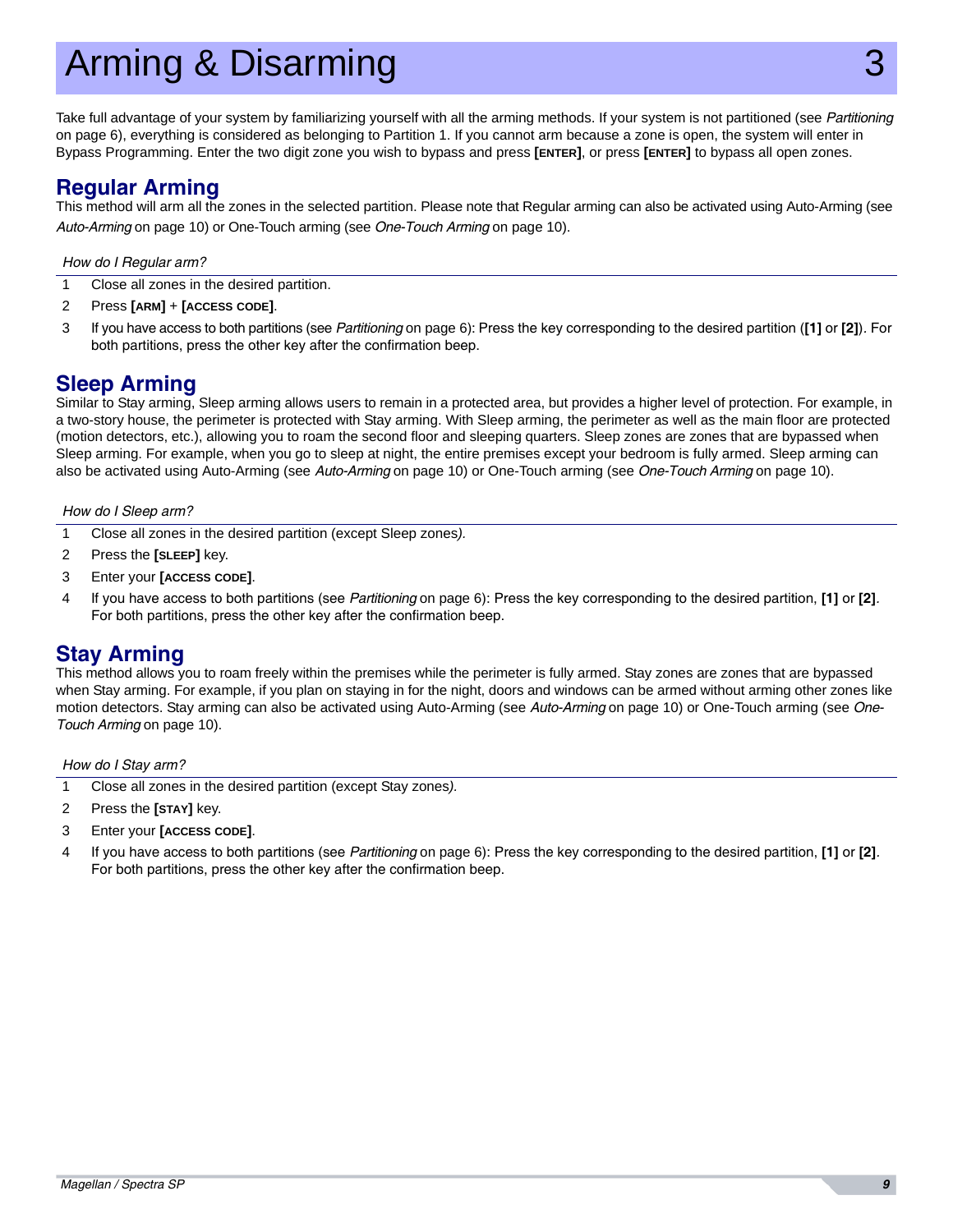# Arming & Disarming 3

Take full advantage of your system by familiarizing yourself with all the arming methods. If your system is not partitioned (see *Partitioning* on page 6), everything is considered as belonging to Partition 1. If you cannot arm because a zone is open, the system will enter in Bypass Programming. Enter the two digit zone you wish to bypass and press **[ENTER]**, or press **[ENTER]** to bypass all open zones.

## Regular Arming

This method will arm all the zones in the selected partition. Please note that Regular arming can also be activated using Auto-Arming (see *Auto-Arming* on page 10) or One-Touch arming (see *One-Touch Arming* on page 10).

*How do I Regular arm?*

1. Close all zones in the desired partition.
2. Press **[ARM]** + **[ACCESS CODE]**.
3. If you have access to both partitions (see *Partitioning* on page 6): Press the key corresponding to the desired partition (**[1]** or **[2]**). For both partitions, press the other key after the confirmation beep.

## Sleep Arming

Similar to Stay arming, Sleep arming allows users to remain in a protected area, but provides a higher level of protection. For example, in a two-story house, the perimeter is protected with Stay arming. With Sleep arming, the perimeter as well as the main floor are protected (motion detectors, etc.), allowing you to roam the second floor and sleeping quarters. Sleep zones are zones that are bypassed when Sleep arming. For example, when you go to sleep at night, the entire premises except your bedroom is fully armed. Sleep arming can also be activated using Auto-Arming (see *Auto-Arming* on page 10) or One-Touch arming (see *One-Touch Arming* on page 10).

*How do I Sleep arm?*

1. Close all zones in the desired partition (except Sleep zones).
2. Press the **[SLEEP]** key.
3. Enter your **[ACCESS CODE]**.
4. If you have access to both partitions (see *Partitioning* on page 6): Press the key corresponding to the desired partition, **[1]** or **[2]**. For both partitions, press the other key after the confirmation beep.

## Stay Arming

This method allows you to roam freely within the premises while the perimeter is fully armed. Stay zones are zones that are bypassed when Stay arming. For example, if you plan on staying in for the night, doors and windows can be armed without arming other zones like motion detectors. Stay arming can also be activated using Auto-Arming (see *Auto-Arming* on page 10) or One-Touch arming (see *One-Touch Arming* on page 10).

*How do I Stay arm?*

1. Close all zones in the desired partition (except Stay zones).
2. Press the **[STAY]** key.
3. Enter your **[ACCESS CODE]**.
4. If you have access to both partitions (see *Partitioning* on page 6): Press the key corresponding to the desired partition, **[1]** or **[2]**. For both partitions, press the other key after the confirmation beep.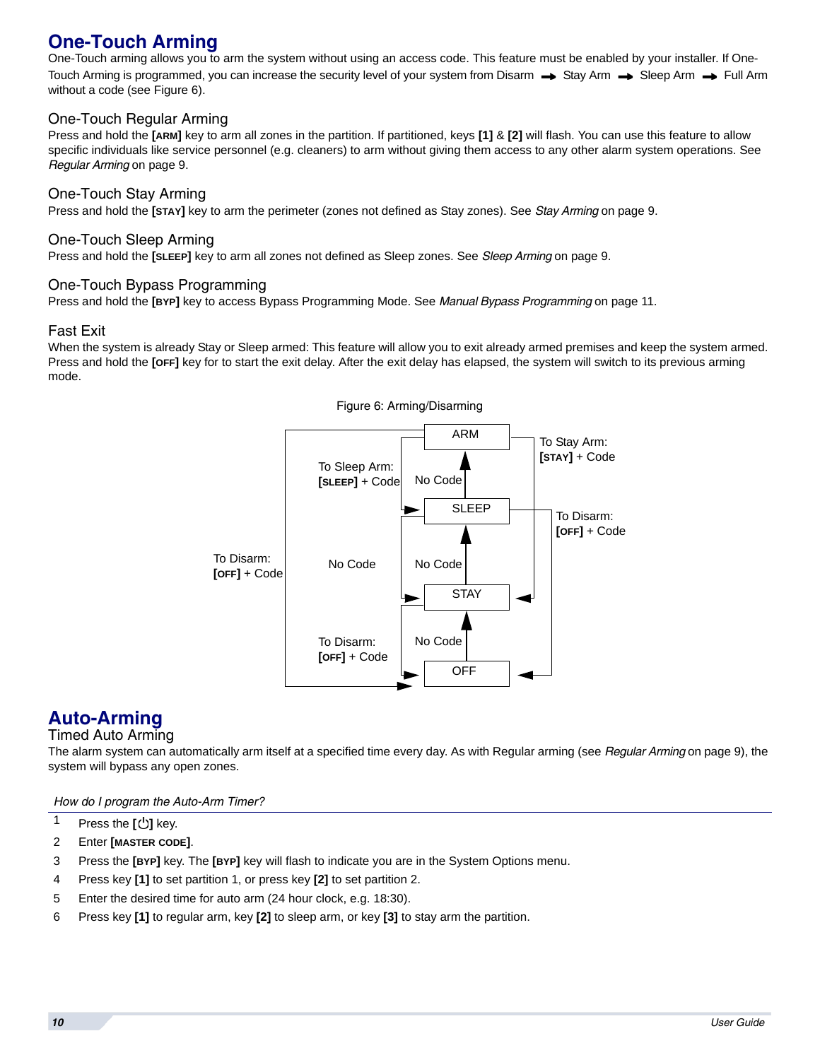# One-Touch Arming

One-Touch arming allows you to arm the system without using an access code. This feature must be enabled by your installer. If One-Touch Arming is programmed, you can increase the security level of your system from Disarm ➡ Stay Arm ➡ Sleep Arm ➡ Full Arm without a code (see Figure 6).

## One-Touch Regular Arming

Press and hold the **[ARM]** key to arm all zones in the partition. If partitioned, keys **[1]** & **[2]** will flash. You can use this feature to allow specific individuals like service personnel (e.g. cleaners) to arm without giving them access to any other alarm system operations. See *Regular Arming* on page 9.

## One-Touch Stay Arming

Press and hold the **[STAY]** key to arm the perimeter (zones not defined as Stay zones). See *Stay Arming* on page 9.

## One-Touch Sleep Arming

Press and hold the **[SLEEP]** key to arm all zones not defined as Sleep zones. See *Sleep Arming* on page 9.

## One-Touch Bypass Programming

Press and hold the **[BYP]** key to access Bypass Programming Mode. See *Manual Bypass Programming* on page 11.

## Fast Exit

When the system is already Stay or Sleep armed: This feature will allow you to exit already armed premises and keep the system armed. Press and hold the **[OFF]** key for to start the exit delay. After the exit delay has elapsed, the system will switch to its previous arming mode.

Figure 6: Arming/Disarming

- OFF → STAY: No Code
- STAY → SLEEP: No Code
- SLEEP → ARM: No Code
- ARM → SLEEP: To Sleep Arm: **[SLEEP]** + Code
- ARM → STAY: To Stay Arm: **[STAY]** + Code
- SLEEP → STAY: No Code
- SLEEP → OFF: To Disarm: **[OFF]** + Code
- STAY → OFF: To Disarm: **[OFF]** + Code
- ARM → OFF: To Disarm: **[OFF]** + Code

# Auto-Arming

## Timed Auto Arming

The alarm system can automatically arm itself at a specified time every day. As with Regular arming (see *Regular Arming* on page 9), the system will bypass any open zones.

*How do I program the Auto-Arm Timer?*

1. Press the **[⏻]** key.
2. Enter **[MASTER CODE]**.
3. Press the **[BYP]** key. The **[BYP]** key will flash to indicate you are in the System Options menu.
4. Press key **[1]** to set partition 1, or press key **[2]** to set partition 2.
5. Enter the desired time for auto arm (24 hour clock, e.g. 18:30).
6. Press key **[1]** to regular arm, key **[2]** to sleep arm, or key **[3]** to stay arm the partition.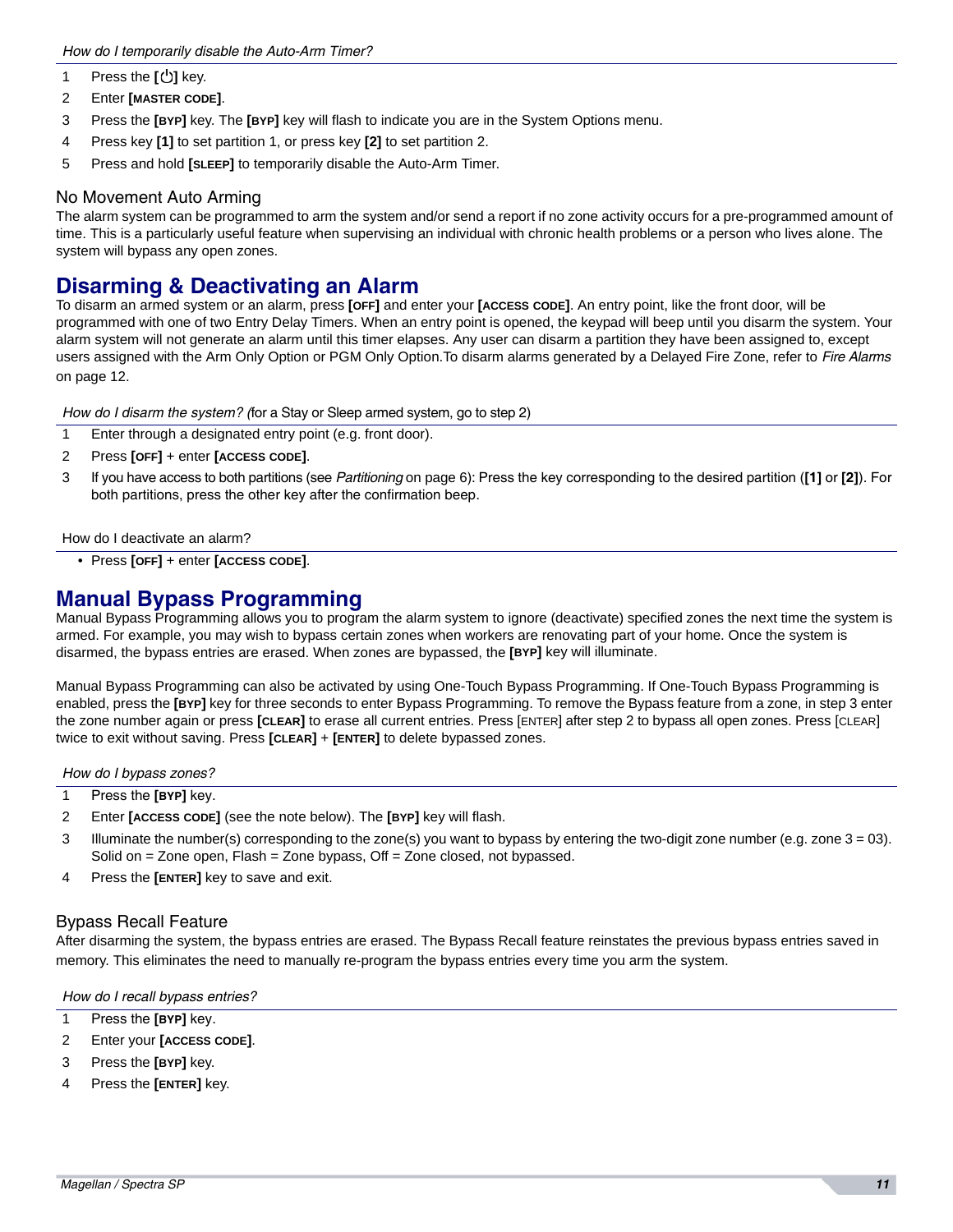*How do I temporarily disable the Auto-Arm Timer?*

1. Press the **[⏻]** key.
2. Enter **[MASTER CODE]**.
3. Press the **[BYP]** key. The **[BYP]** key will flash to indicate you are in the System Options menu.
4. Press key **[1]** to set partition 1, or press key **[2]** to set partition 2.
5. Press and hold **[SLEEP]** to temporarily disable the Auto-Arm Timer.

### No Movement Auto Arming

The alarm system can be programmed to arm the system and/or send a report if no zone activity occurs for a pre-programmed amount of time. This is a particularly useful feature when supervising an individual with chronic health problems or a person who lives alone. The system will bypass any open zones.

## Disarming & Deactivating an Alarm

To disarm an armed system or an alarm, press **[OFF]** and enter your **[ACCESS CODE]**. An entry point, like the front door, will be programmed with one of two Entry Delay Timers. When an entry point is opened, the keypad will beep until you disarm the system. Your alarm system will not generate an alarm until this timer elapses. Any user can disarm a partition they have been assigned to, except users assigned with the Arm Only Option or PGM Only Option.To disarm alarms generated by a Delayed Fire Zone, refer to *Fire Alarms* on page 12.

*How do I disarm the system? (*for a Stay or Sleep armed system, go to step 2)

1. Enter through a designated entry point (e.g. front door).
2. Press **[OFF]** + enter **[ACCESS CODE]**.
3. If you have access to both partitions (see *Partitioning* on page 6): Press the key corresponding to the desired partition (**[1]** or **[2]**). For both partitions, press the other key after the confirmation beep.

How do I deactivate an alarm?

- Press **[OFF]** + enter **[ACCESS CODE]**.

## Manual Bypass Programming

Manual Bypass Programming allows you to program the alarm system to ignore (deactivate) specified zones the next time the system is armed. For example, you may wish to bypass certain zones when workers are renovating part of your home. Once the system is disarmed, the bypass entries are erased. When zones are bypassed, the **[BYP]** key will illuminate.

Manual Bypass Programming can also be activated by using One-Touch Bypass Programming. If One-Touch Bypass Programming is enabled, press the **[BYP]** key for three seconds to enter Bypass Programming. To remove the Bypass feature from a zone, in step 3 enter the zone number again or press **[CLEAR]** to erase all current entries. Press [ENTER] after step 2 to bypass all open zones. Press [CLEAR] twice to exit without saving. Press **[CLEAR]** + **[ENTER]** to delete bypassed zones.

*How do I bypass zones?*

1. Press the **[BYP]** key.
2. Enter **[ACCESS CODE]** (see the note below). The **[BYP]** key will flash.
3. Illuminate the number(s) corresponding to the zone(s) you want to bypass by entering the two-digit zone number (e.g. zone 3 = 03). Solid on = Zone open, Flash = Zone bypass, Off = Zone closed, not bypassed.
4. Press the **[ENTER]** key to save and exit.

### Bypass Recall Feature

After disarming the system, the bypass entries are erased. The Bypass Recall feature reinstates the previous bypass entries saved in memory. This eliminates the need to manually re-program the bypass entries every time you arm the system.

*How do I recall bypass entries?*

1. Press the **[BYP]** key.
2. Enter your **[ACCESS CODE]**.
3. Press the **[BYP]** key.
4. Press the **[ENTER]** key.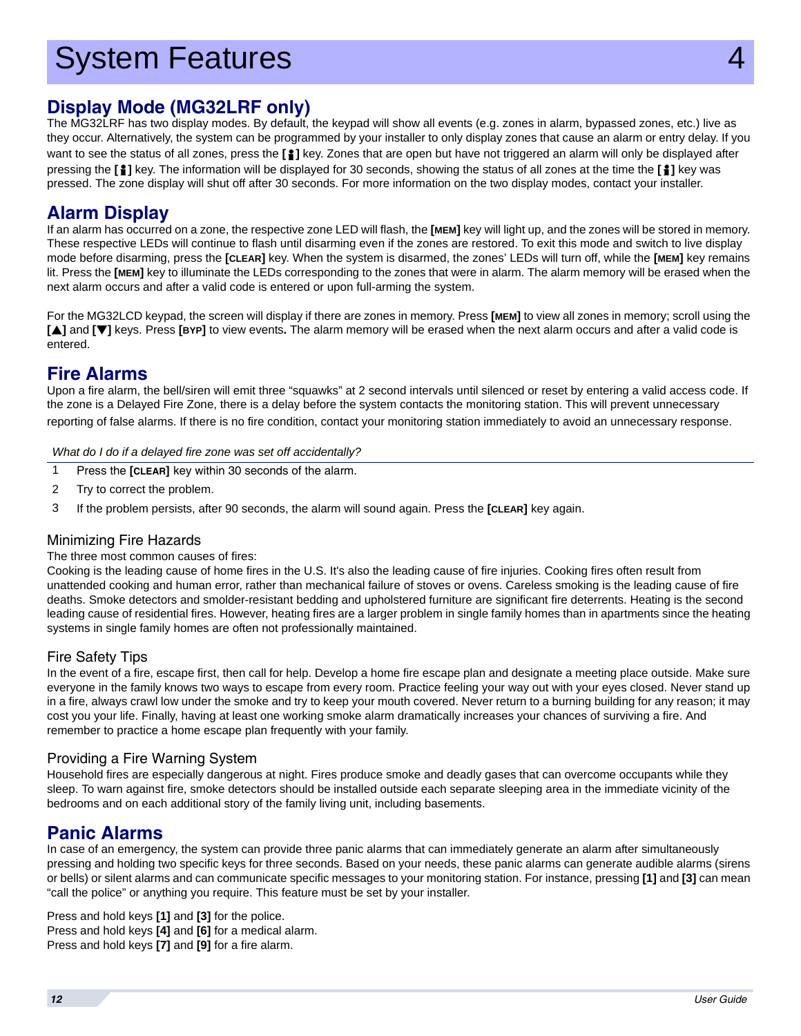# System Features 4

## Display Mode (MG32LRF only)

The MG32LRF has two display modes. By default, the keypad will show all events (e.g. zones in alarm, bypassed zones, etc.) live as they occur. Alternatively, the system can be programmed by your installer to only display zones that cause an alarm or entry delay. If you want to see the status of all zones, press the **[ ]** key. Zones that are open but have not triggered an alarm will only be displayed after pressing the **[ ]** key. The information will be displayed for 30 seconds, showing the status of all zones at the time the **[ ]** key was pressed. The zone display will shut off after 30 seconds. For more information on the two display modes, contact your installer.

## Alarm Display

If an alarm has occurred on a zone, the respective zone LED will flash, the **[MEM]** key will light up, and the zones will be stored in memory. These respective LEDs will continue to flash until disarming even if the zones are restored. To exit this mode and switch to live display mode before disarming, press the **[CLEAR]** key. When the system is disarmed, the zones' LEDs will turn off, while the **[MEM]** key remains lit. Press the **[MEM]** key to illuminate the LEDs corresponding to the zones that were in alarm. The alarm memory will be erased when the next alarm occurs and after a valid code is entered or upon full-arming the system.

For the MG32LCD keypad, the screen will display if there are zones in memory. Press **[MEM]** to view all zones in memory; scroll using the **[▲]** and **[▼]** keys. Press **[BYP]** to view events**.** The alarm memory will be erased when the next alarm occurs and after a valid code is entered.

## Fire Alarms

Upon a fire alarm, the bell/siren will emit three "squawks" at 2 second intervals until silenced or reset by entering a valid access code. If the zone is a Delayed Fire Zone, there is a delay before the system contacts the monitoring station. This will prevent unnecessary reporting of false alarms. If there is no fire condition, contact your monitoring station immediately to avoid an unnecessary response.

*What do I do if a delayed fire zone was set off accidentally?*

1. Press the **[CLEAR]** key within 30 seconds of the alarm.
2. Try to correct the problem.
3. If the problem persists, after 90 seconds, the alarm will sound again. Press the **[CLEAR]** key again.

### Minimizing Fire Hazards

The three most common causes of fires:

Cooking is the leading cause of home fires in the U.S. It's also the leading cause of fire injuries. Cooking fires often result from unattended cooking and human error, rather than mechanical failure of stoves or ovens. Careless smoking is the leading cause of fire deaths. Smoke detectors and smolder-resistant bedding and upholstered furniture are significant fire deterrents. Heating is the second leading cause of residential fires. However, heating fires are a larger problem in single family homes than in apartments since the heating systems in single family homes are often not professionally maintained.

### Fire Safety Tips

In the event of a fire, escape first, then call for help. Develop a home fire escape plan and designate a meeting place outside. Make sure everyone in the family knows two ways to escape from every room. Practice feeling your way out with your eyes closed. Never stand up in a fire, always crawl low under the smoke and try to keep your mouth covered. Never return to a burning building for any reason; it may cost you your life. Finally, having at least one working smoke alarm dramatically increases your chances of surviving a fire. And remember to practice a home escape plan frequently with your family.

### Providing a Fire Warning System

Household fires are especially dangerous at night. Fires produce smoke and deadly gases that can overcome occupants while they sleep. To warn against fire, smoke detectors should be installed outside each separate sleeping area in the immediate vicinity of the bedrooms and on each additional story of the family living unit, including basements.

## Panic Alarms

In case of an emergency, the system can provide three panic alarms that can immediately generate an alarm after simultaneously pressing and holding two specific keys for three seconds. Based on your needs, these panic alarms can generate audible alarms (sirens or bells) or silent alarms and can communicate specific messages to your monitoring station. For instance, pressing **[1]** and **[3]** can mean "call the police" or anything you require. This feature must be set by your installer.

Press and hold keys **[1]** and **[3]** for the police.
Press and hold keys **[4]** and **[6]** for a medical alarm.
Press and hold keys **[7]** and **[9]** for a fire alarm.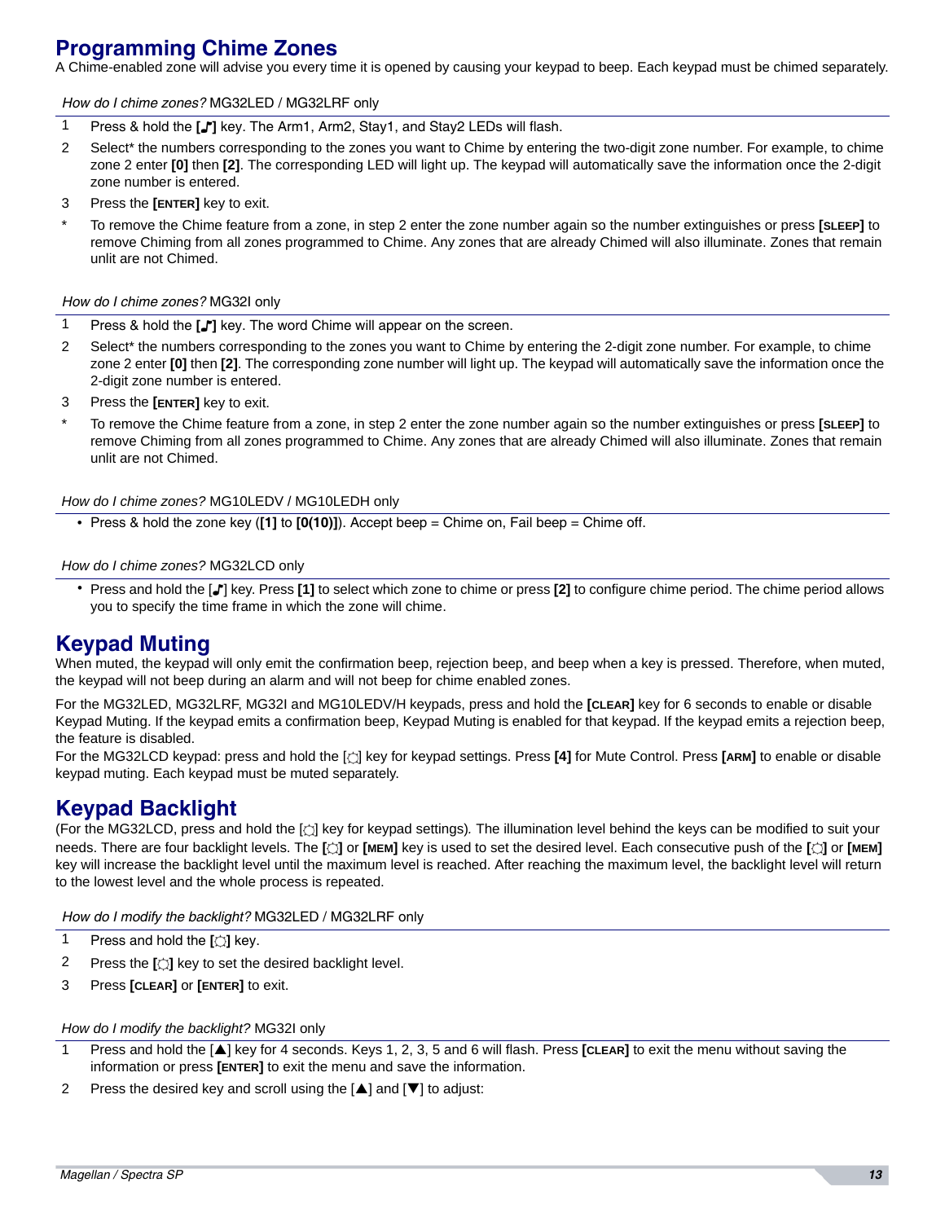## Programming Chime Zones

A Chime-enabled zone will advise you every time it is opened by causing your keypad to beep. Each keypad must be chimed separately.

*How do I chime zones?* MG32LED / MG32LRF only

1. Press & hold the **[♪]** key. The Arm1, Arm2, Stay1, and Stay2 LEDs will flash.
2. Select* the numbers corresponding to the zones you want to Chime by entering the two-digit zone number. For example, to chime zone 2 enter **[0]** then **[2]**. The corresponding LED will light up. The keypad will automatically save the information once the 2-digit zone number is entered.
3. Press the **[ENTER]** key to exit.

\* To remove the Chime feature from a zone, in step 2 enter the zone number again so the number extinguishes or press **[SLEEP]** to remove Chiming from all zones programmed to Chime. Any zones that are already Chimed will also illuminate. Zones that remain unlit are not Chimed.

*How do I chime zones?* MG32I only

1. Press & hold the **[♪]** key. The word Chime will appear on the screen.
2. Select* the numbers corresponding to the zones you want to Chime by entering the 2-digit zone number. For example, to chime zone 2 enter **[0]** then **[2]**. The corresponding zone number will light up. The keypad will automatically save the information once the 2-digit zone number is entered.
3. Press the **[ENTER]** key to exit.

\* To remove the Chime feature from a zone, in step 2 enter the zone number again so the number extinguishes or press **[SLEEP]** to remove Chiming from all zones programmed to Chime. Any zones that are already Chimed will also illuminate. Zones that remain unlit are not Chimed.

*How do I chime zones?* MG10LEDV / MG10LEDH only

- Press & hold the zone key (**[1]** to **[0(10)]**). Accept beep = Chime on, Fail beep = Chime off.

*How do I chime zones?* MG32LCD only

- Press and hold the [♪] key. Press **[1]** to select which zone to chime or press **[2]** to configure chime period. The chime period allows you to specify the time frame in which the zone will chime.

## Keypad Muting

When muted, the keypad will only emit the confirmation beep, rejection beep, and beep when a key is pressed. Therefore, when muted, the keypad will not beep during an alarm and will not beep for chime enabled zones.

For the MG32LED, MG32LRF, MG32I and MG10LEDV/H keypads, press and hold the **[CLEAR]** key for 6 seconds to enable or disable Keypad Muting. If the keypad emits a confirmation beep, Keypad Muting is enabled for that keypad. If the keypad emits a rejection beep, the feature is disabled.

For the MG32LCD keypad: press and hold the [☼] key for keypad settings. Press **[4]** for Mute Control. Press **[ARM]** to enable or disable keypad muting. Each keypad must be muted separately.

## Keypad Backlight

(For the MG32LCD, press and hold the [☼] key for keypad settings). The illumination level behind the keys can be modified to suit your needs. There are four backlight levels. The **[☼]** or **[MEM]** key is used to set the desired level. Each consecutive push of the **[☼]** or **[MEM]** key will increase the backlight level until the maximum level is reached. After reaching the maximum level, the backlight level will return to the lowest level and the whole process is repeated.

*How do I modify the backlight?* MG32LED / MG32LRF only

1. Press and hold the **[☼]** key.
2. Press the **[☼]** key to set the desired backlight level.
3. Press **[CLEAR]** or **[ENTER]** to exit.

*How do I modify the backlight?* MG32I only

1. Press and hold the [▲] key for 4 seconds. Keys 1, 2, 3, 5 and 6 will flash. Press **[CLEAR]** to exit the menu without saving the information or press **[ENTER]** to exit the menu and save the information.
2. Press the desired key and scroll using the [▲] and [▼] to adjust: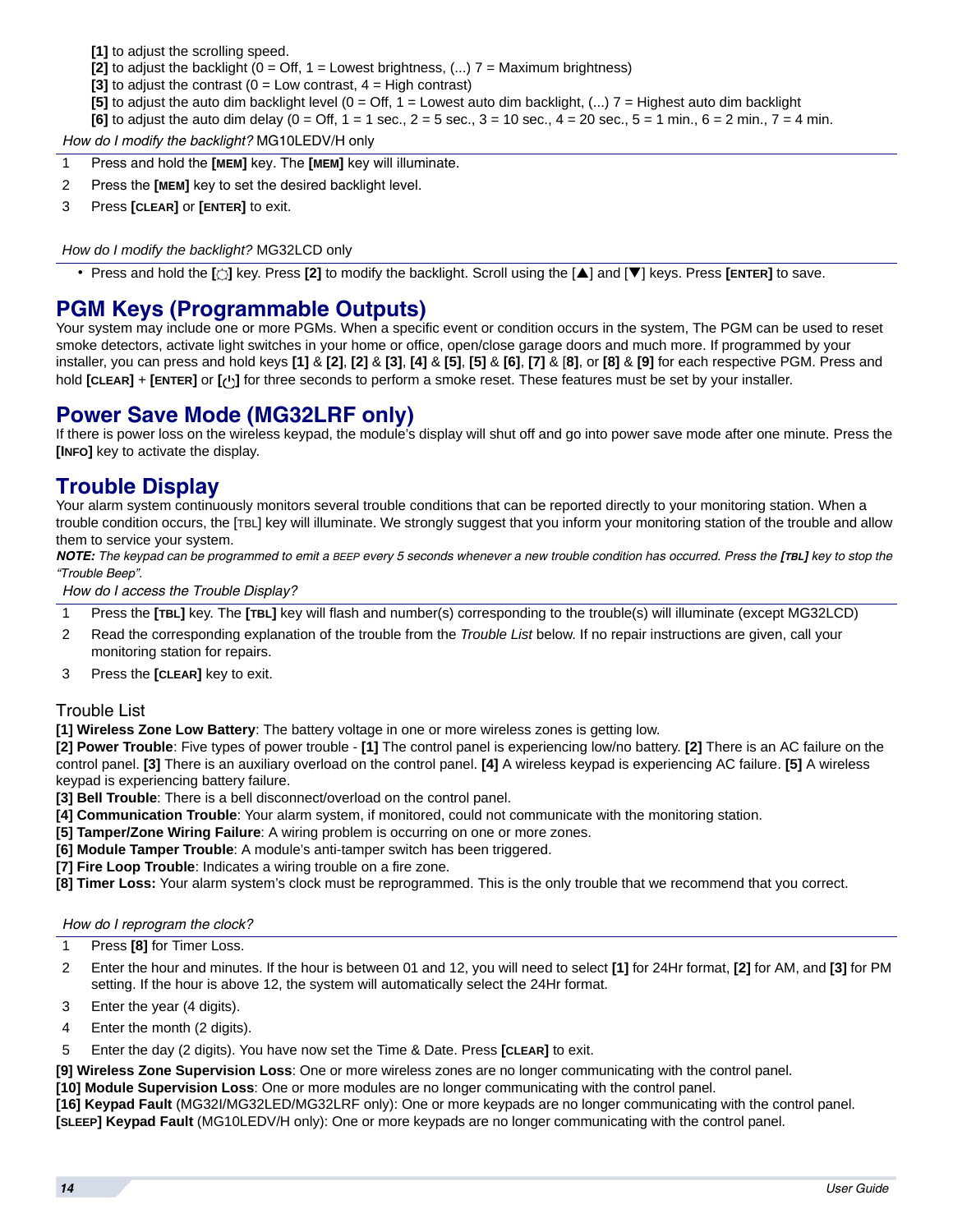**[1]** to adjust the scrolling speed.
**[2]** to adjust the backlight (0 = Off, 1 = Lowest brightness, (...) 7 = Maximum brightness)
**[3]** to adjust the contrast (0 = Low contrast, 4 = High contrast)
**[5]** to adjust the auto dim backlight level (0 = Off, 1 = Lowest auto dim backlight, (...) 7 = Highest auto dim backlight
**[6]** to adjust the auto dim delay (0 = Off, 1 = 1 sec., 2 = 5 sec., 3 = 10 sec., 4 = 20 sec., 5 = 1 min., 6 = 2 min., 7 = 4 min.

*How do I modify the backlight?* MG10LEDV/H only

1. Press and hold the **[MEM]** key. The **[MEM]** key will illuminate.
2. Press the **[MEM]** key to set the desired backlight level.
3. Press **[CLEAR]** or **[ENTER]** to exit.

*How do I modify the backlight?* MG32LCD only

- Press and hold the **[☼]** key. Press **[2]** to modify the backlight. Scroll using the [▲] and [▼] keys. Press **[ENTER]** to save.

## PGM Keys (Programmable Outputs)

Your system may include one or more PGMs. When a specific event or condition occurs in the system, The PGM can be used to reset smoke detectors, activate light switches in your home or office, open/close garage doors and much more. If programmed by your installer, you can press and hold keys **[1]** & **[2]**, **[2]** & **[3]**, **[4]** & **[5]**, **[5]** & **[6]**, **[7]** & **[8]**, or **[8]** & **[9]** for each respective PGM. Press and hold **[CLEAR]** + **[ENTER]** or **[⏻]** for three seconds to perform a smoke reset. These features must be set by your installer.

## Power Save Mode (MG32LRF only)

If there is power loss on the wireless keypad, the module's display will shut off and go into power save mode after one minute. Press the **[INFO]** key to activate the display.

## Trouble Display

Your alarm system continuously monitors several trouble conditions that can be reported directly to your monitoring station. When a trouble condition occurs, the [TBL] key will illuminate. We strongly suggest that you inform your monitoring station of the trouble and allow them to service your system.

***NOTE:*** *The keypad can be programmed to emit a BEEP every 5 seconds whenever a new trouble condition has occurred. Press the* ***[TBL]*** *key to stop the "Trouble Beep".*

*How do I access the Trouble Display?*

1. Press the **[TBL]** key. The **[TBL]** key will flash and number(s) corresponding to the trouble(s) will illuminate (except MG32LCD)
2. Read the corresponding explanation of the trouble from the *Trouble List* below. If no repair instructions are given, call your monitoring station for repairs.
3. Press the **[CLEAR]** key to exit.

### Trouble List

**[1] Wireless Zone Low Battery**: The battery voltage in one or more wireless zones is getting low.
**[2] Power Trouble**: Five types of power trouble - **[1]** The control panel is experiencing low/no battery. **[2]** There is an AC failure on the control panel. **[3]** There is an auxiliary overload on the control panel. **[4]** A wireless keypad is experiencing AC failure. **[5]** A wireless keypad is experiencing battery failure.
**[3] Bell Trouble**: There is a bell disconnect/overload on the control panel.
**[4] Communication Trouble**: Your alarm system, if monitored, could not communicate with the monitoring station.
**[5] Tamper/Zone Wiring Failure**: A wiring problem is occurring on one or more zones.
**[6] Module Tamper Trouble**: A module's anti-tamper switch has been triggered.
**[7] Fire Loop Trouble**: Indicates a wiring trouble on a fire zone.
**[8] Timer Loss:** Your alarm system's clock must be reprogrammed. This is the only trouble that we recommend that you correct.

*How do I reprogram the clock?*

1. Press **[8]** for Timer Loss.
2. Enter the hour and minutes. If the hour is between 01 and 12, you will need to select **[1]** for 24Hr format, **[2]** for AM, and **[3]** for PM setting. If the hour is above 12, the system will automatically select the 24Hr format.
3. Enter the year (4 digits).
4. Enter the month (2 digits).
5. Enter the day (2 digits). You have now set the Time & Date. Press **[CLEAR]** to exit.

**[9] Wireless Zone Supervision Loss**: One or more wireless zones are no longer communicating with the control panel.
**[10] Module Supervision Loss**: One or more modules are no longer communicating with the control panel.
**[16] Keypad Fault** (MG32I/MG32LED/MG32LRF only): One or more keypads are no longer communicating with the control panel.
**[SLEEP] Keypad Fault** (MG10LEDV/H only): One or more keypads are no longer communicating with the control panel.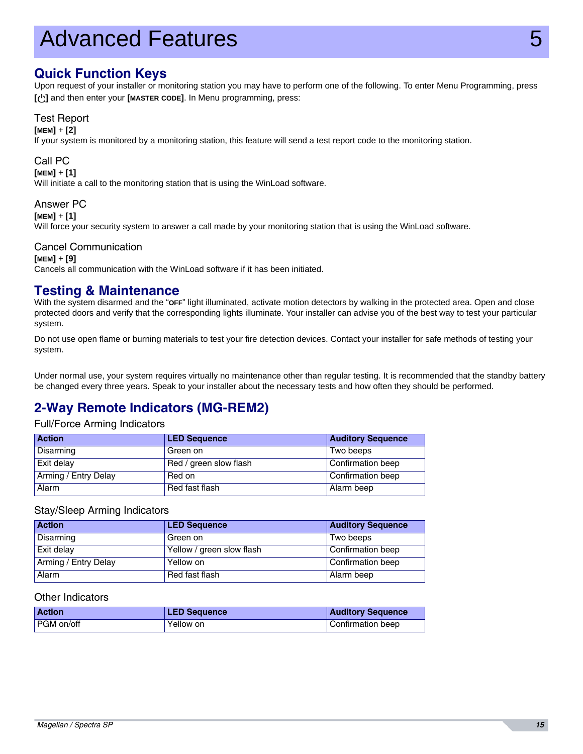# Advanced Features 5

## Quick Function Keys

Upon request of your installer or monitoring station you may have to perform one of the following. To enter Menu Programming, press **[⏻]** and then enter your **[MASTER CODE]**. In Menu programming, press:

### Test Report

**[MEM]** + **[2]**

If your system is monitored by a monitoring station, this feature will send a test report code to the monitoring station.

### Call PC

**[MEM]** + **[1]**

Will initiate a call to the monitoring station that is using the WinLoad software.

### Answer PC

**[MEM]** + **[1]**

Will force your security system to answer a call made by your monitoring station that is using the WinLoad software.

### Cancel Communication

**[MEM]** + **[9]**

Cancels all communication with the WinLoad software if it has been initiated.

## Testing & Maintenance

With the system disarmed and the "OFF" light illuminated, activate motion detectors by walking in the protected area. Open and close protected doors and verify that the corresponding lights illuminate. Your installer can advise you of the best way to test your particular system.

Do not use open flame or burning materials to test your fire detection devices. Contact your installer for safe methods of testing your system.

Under normal use, your system requires virtually no maintenance other than regular testing. It is recommended that the standby battery be changed every three years. Speak to your installer about the necessary tests and how often they should be performed.

## 2-Way Remote Indicators (MG-REM2)

### Full/Force Arming Indicators

| Action | LED Sequence | Auditory Sequence |
|---|---|---|
| Disarming | Green on | Two beeps |
| Exit delay | Red / green slow flash | Confirmation beep |
| Arming / Entry Delay | Red on | Confirmation beep |
| Alarm | Red fast flash | Alarm beep |

### Stay/Sleep Arming Indicators

| Action | LED Sequence | Auditory Sequence |
|---|---|---|
| Disarming | Green on | Two beeps |
| Exit delay | Yellow / green slow flash | Confirmation beep |
| Arming / Entry Delay | Yellow on | Confirmation beep |
| Alarm | Red fast flash | Alarm beep |

### Other Indicators

| Action | LED Sequence | Auditory Sequence |
|---|---|---|
| PGM on/off | Yellow on | Confirmation beep |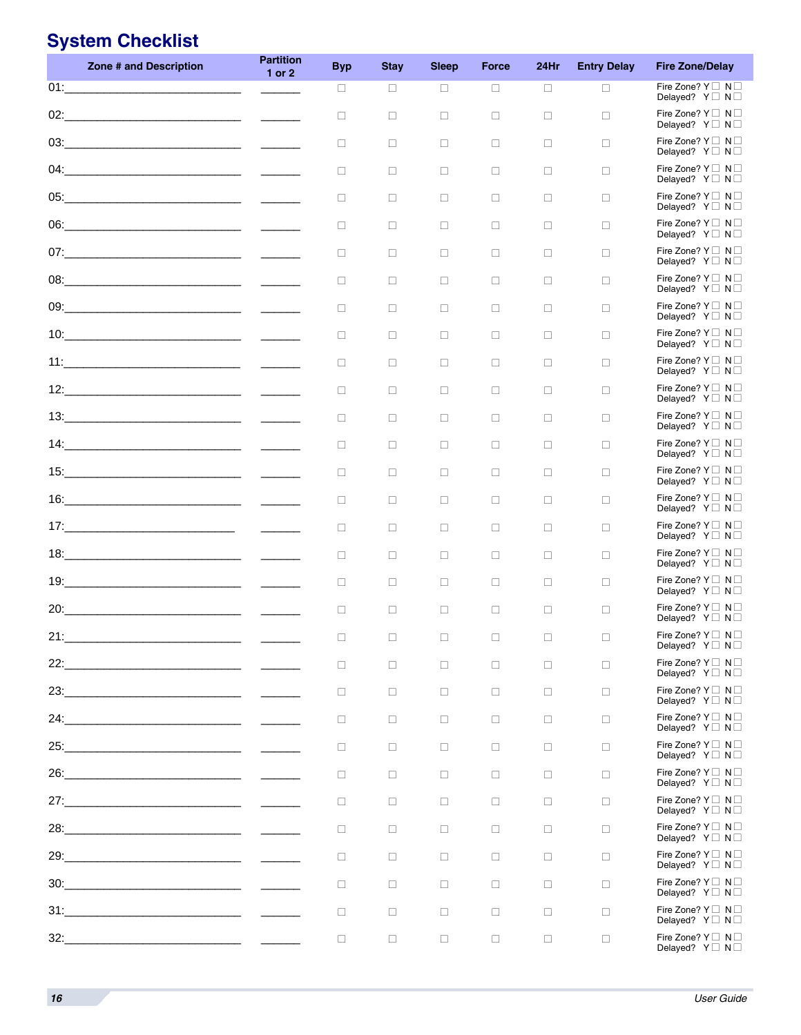# System Checklist

| Zone # and Description | Partition 1 or 2 | Byp | Stay | Sleep | Force | 24Hr | Entry Delay | Fire Zone/Delay |
|---|---|---|---|---|---|---|---|---|
| 01:____________________________ | ______ | ☐ | ☐ | ☐ | ☐ | ☐ | ☐ | Fire Zone? Y ☐ N ☐ Delayed? Y ☐ N ☐ |
| 02:____________________________ | ______ | ☐ | ☐ | ☐ | ☐ | ☐ | ☐ | Fire Zone? Y ☐ N ☐ Delayed? Y ☐ N ☐ |
| 03:____________________________ | ______ | ☐ | ☐ | ☐ | ☐ | ☐ | ☐ | Fire Zone? Y ☐ N ☐ Delayed? Y ☐ N ☐ |
| 04:____________________________ | ______ | ☐ | ☐ | ☐ | ☐ | ☐ | ☐ | Fire Zone? Y ☐ N ☐ Delayed? Y ☐ N ☐ |
| 05:____________________________ | ______ | ☐ | ☐ | ☐ | ☐ | ☐ | ☐ | Fire Zone? Y ☐ N ☐ Delayed? Y ☐ N ☐ |
| 06:____________________________ | ______ | ☐ | ☐ | ☐ | ☐ | ☐ | ☐ | Fire Zone? Y ☐ N ☐ Delayed? Y ☐ N ☐ |
| 07:____________________________ | ______ | ☐ | ☐ | ☐ | ☐ | ☐ | ☐ | Fire Zone? Y ☐ N ☐ Delayed? Y ☐ N ☐ |
| 08:____________________________ | ______ | ☐ | ☐ | ☐ | ☐ | ☐ | ☐ | Fire Zone? Y ☐ N ☐ Delayed? Y ☐ N ☐ |
| 09:____________________________ | ______ | ☐ | ☐ | ☐ | ☐ | ☐ | ☐ | Fire Zone? Y ☐ N ☐ Delayed? Y ☐ N ☐ |
| 10:____________________________ | ______ | ☐ | ☐ | ☐ | ☐ | ☐ | ☐ | Fire Zone? Y ☐ N ☐ Delayed? Y ☐ N ☐ |
| 11:____________________________ | ______ | ☐ | ☐ | ☐ | ☐ | ☐ | ☐ | Fire Zone? Y ☐ N ☐ Delayed? Y ☐ N ☐ |
| 12:____________________________ | ______ | ☐ | ☐ | ☐ | ☐ | ☐ | ☐ | Fire Zone? Y ☐ N ☐ Delayed? Y ☐ N ☐ |
| 13:____________________________ | ______ | ☐ | ☐ | ☐ | ☐ | ☐ | ☐ | Fire Zone? Y ☐ N ☐ Delayed? Y ☐ N ☐ |
| 14:____________________________ | ______ | ☐ | ☐ | ☐ | ☐ | ☐ | ☐ | Fire Zone? Y ☐ N ☐ Delayed? Y ☐ N ☐ |
| 15:____________________________ | ______ | ☐ | ☐ | ☐ | ☐ | ☐ | ☐ | Fire Zone? Y ☐ N ☐ Delayed? Y ☐ N ☐ |
| 16:____________________________ | ______ | ☐ | ☐ | ☐ | ☐ | ☐ | ☐ | Fire Zone? Y ☐ N ☐ Delayed? Y ☐ N ☐ |
| 17:____________________________ | ______ | ☐ | ☐ | ☐ | ☐ | ☐ | ☐ | Fire Zone? Y ☐ N ☐ Delayed? Y ☐ N ☐ |
| 18:____________________________ | ______ | ☐ | ☐ | ☐ | ☐ | ☐ | ☐ | Fire Zone? Y ☐ N ☐ Delayed? Y ☐ N ☐ |
| 19:____________________________ | ______ | ☐ | ☐ | ☐ | ☐ | ☐ | ☐ | Fire Zone? Y ☐ N ☐ Delayed? Y ☐ N ☐ |
| 20:____________________________ | ______ | ☐ | ☐ | ☐ | ☐ | ☐ | ☐ | Fire Zone? Y ☐ N ☐ Delayed? Y ☐ N ☐ |
| 21:____________________________ | ______ | ☐ | ☐ | ☐ | ☐ | ☐ | ☐ | Fire Zone? Y ☐ N ☐ Delayed? Y ☐ N ☐ |
| 22:____________________________ | ______ | ☐ | ☐ | ☐ | ☐ | ☐ | ☐ | Fire Zone? Y ☐ N ☐ Delayed? Y ☐ N ☐ |
| 23:____________________________ | ______ | ☐ | ☐ | ☐ | ☐ | ☐ | ☐ | Fire Zone? Y ☐ N ☐ Delayed? Y ☐ N ☐ |
| 24:____________________________ | ______ | ☐ | ☐ | ☐ | ☐ | ☐ | ☐ | Fire Zone? Y ☐ N ☐ Delayed? Y ☐ N ☐ |
| 25:____________________________ | ______ | ☐ | ☐ | ☐ | ☐ | ☐ | ☐ | Fire Zone? Y ☐ N ☐ Delayed? Y ☐ N ☐ |
| 26:____________________________ | ______ | ☐ | ☐ | ☐ | ☐ | ☐ | ☐ | Fire Zone? Y ☐ N ☐ Delayed? Y ☐ N ☐ |
| 27:____________________________ | ______ | ☐ | ☐ | ☐ | ☐ | ☐ | ☐ | Fire Zone? Y ☐ N ☐ Delayed? Y ☐ N ☐ |
| 28:____________________________ | ______ | ☐ | ☐ | ☐ | ☐ | ☐ | ☐ | Fire Zone? Y ☐ N ☐ Delayed? Y ☐ N ☐ |
| 29:____________________________ | ______ | ☐ | ☐ | ☐ | ☐ | ☐ | ☐ | Fire Zone? Y ☐ N ☐ Delayed? Y ☐ N ☐ |
| 30:____________________________ | ______ | ☐ | ☐ | ☐ | ☐ | ☐ | ☐ | Fire Zone? Y ☐ N ☐ Delayed? Y ☐ N ☐ |
| 31:____________________________ | ______ | ☐ | ☐ | ☐ | ☐ | ☐ | ☐ | Fire Zone? Y ☐ N ☐ Delayed? Y ☐ N ☐ |
| 32:____________________________ | ______ | ☐ | ☐ | ☐ | ☐ | ☐ | ☐ | Fire Zone? Y ☐ N ☐ Delayed? Y ☐ N ☐ |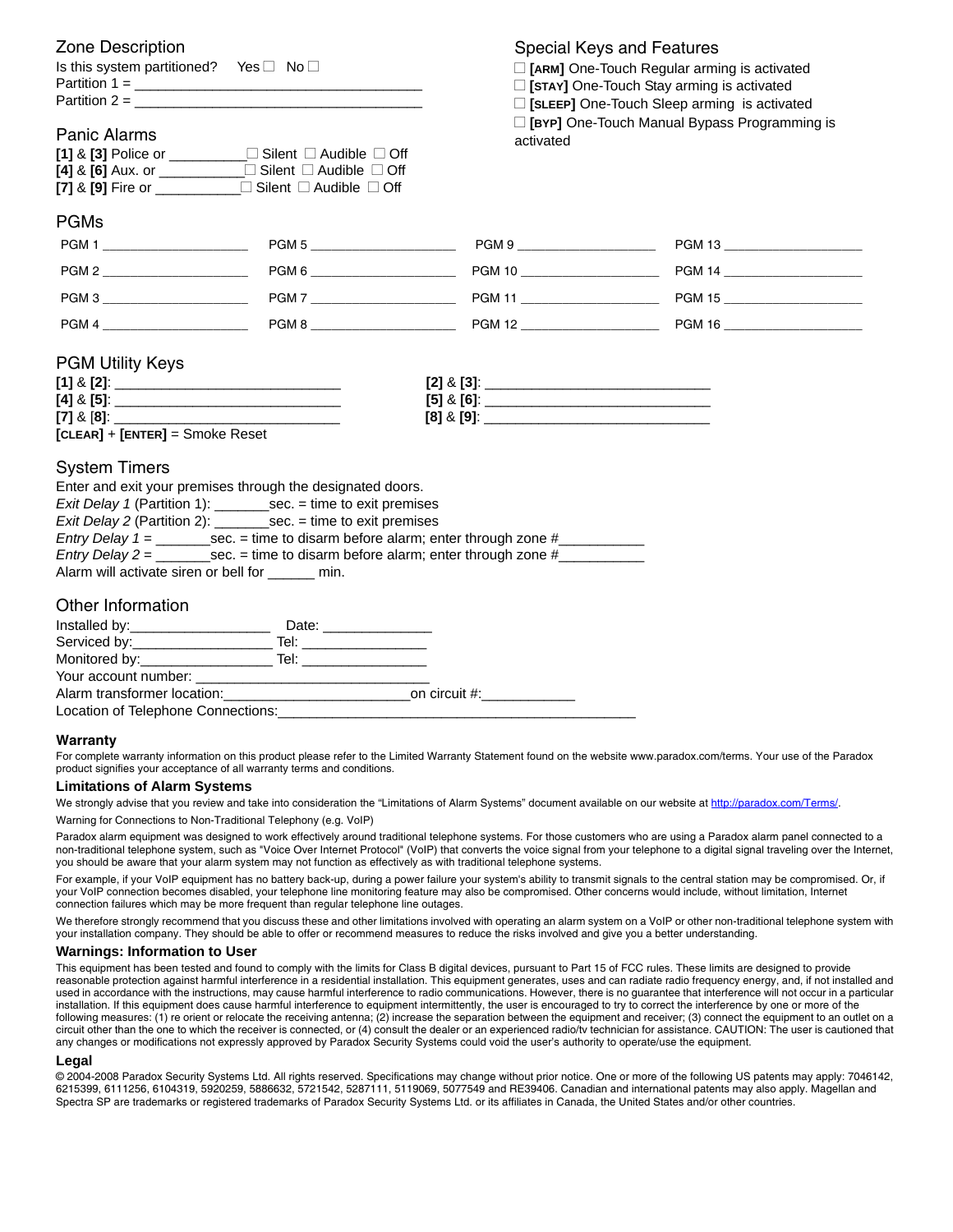## Zone Description

Is this system partitioned? Yes ☐ No ☐
Partition 1 = ____________________________________
Partition 2 = ____________________________________

## Special Keys and Features

☐ **[ARM]** One-Touch Regular arming is activated
☐ **[STAY]** One-Touch Stay arming is activated
☐ **[SLEEP]** One-Touch Sleep arming is activated
☐ **[BYP]** One-Touch Manual Bypass Programming is activated

## Panic Alarms

**[1]** & **[3]** Police or __________ ☐ Silent ☐ Audible ☐ Off
**[4]** & **[6]** Aux. or ___________ ☐ Silent ☐ Audible ☐ Off
**[7]** & **[9]** Fire or ___________ ☐ Silent ☐ Audible ☐ Off

## PGMs

| | | | |
|---|---|---|---|
| PGM 1 ____________ | PGM 5 ____________ | PGM 9 ____________ | PGM 13 ____________ |
| PGM 2 ____________ | PGM 6 ____________ | PGM 10 ____________ | PGM 14 ____________ |
| PGM 3 ____________ | PGM 7 ____________ | PGM 11 ____________ | PGM 15 ____________ |
| PGM 4 ____________ | PGM 8 ____________ | PGM 12 ____________ | PGM 16 ____________ |

## PGM Utility Keys

**[1]** & **[2]**: ____________________________ **[2]** & **[3]**: ____________________________
**[4]** & **[5]**: ____________________________ **[5]** & **[6]**: ____________________________
**[7]** & **[8]**: ____________________________ **[8]** & **[9]**: ____________________________
**[CLEAR]** + **[ENTER]** = Smoke Reset

## System Timers

Enter and exit your premises through the designated doors.
*Exit Delay 1* (Partition 1): _______sec. = time to exit premises
*Exit Delay 2* (Partition 2): _______sec. = time to exit premises
*Entry Delay 1* = _______sec. = time to disarm before alarm; enter through zone #___________
*Entry Delay 2* = _______sec. = time to disarm before alarm; enter through zone #___________
Alarm will activate siren or bell for ______ min.

## Other Information

Installed by:__________________ Date: ______________
Serviced by:__________________ Tel: ________________
Monitored by:_________________ Tel: ________________
Your account number: ______________________________
Alarm transformer location:________________________on circuit #:____________
Location of Telephone Connections:______________________________________________

### Warranty

For complete warranty information on this product please refer to the Limited Warranty Statement found on the website www.paradox.com/terms. Your use of the Paradox product signifies your acceptance of all warranty terms and conditions.

### Limitations of Alarm Systems

We strongly advise that you review and take into consideration the "Limitations of Alarm Systems" document available on our website at http://paradox.com/Terms/.

Warning for Connections to Non-Traditional Telephony (e.g. VoIP)

Paradox alarm equipment was designed to work effectively around traditional telephone systems. For those customers who are using a Paradox alarm panel connected to a non-traditional telephone system, such as "Voice Over Internet Protocol" (VoIP) that converts the voice signal from your telephone to a digital signal traveling over the Internet, you should be aware that your alarm system may not function as effectively as with traditional telephone systems.

For example, if your VoIP equipment has no battery back-up, during a power failure your system's ability to transmit signals to the central station may be compromised. Or, if your VoIP connection becomes disabled, your telephone line monitoring feature may also be compromised. Other concerns would include, without limitation, Internet connection failures which may be more frequent than regular telephone line outages.

We therefore strongly recommend that you discuss these and other limitations involved with operating an alarm system on a VoIP or other non-traditional telephone system with your installation company. They should be able to offer or recommend measures to reduce the risks involved and give you a better understanding.

### Warnings: Information to User

This equipment has been tested and found to comply with the limits for Class B digital devices, pursuant to Part 15 of FCC rules. These limits are designed to provide reasonable protection against harmful interference in a residential installation. This equipment generates, uses and can radiate radio frequency energy, and, if not installed and used in accordance with the instructions, may cause harmful interference to radio communications. However, there is no guarantee that interference will not occur in a particular installation. If this equipment does cause harmful interference to equipment intermittently, the user is encouraged to try to correct the interference by one or more of the following measures: (1) re orient or relocate the receiving antenna; (2) increase the separation between the equipment and receiver; (3) connect the equipment to an outlet on a circuit other than the one to which the receiver is connected, or (4) consult the dealer or an experienced radio/tv technician for assistance. CAUTION: The user is cautioned that any changes or modifications not expressly approved by Paradox Security Systems could void the user's authority to operate/use the equipment.

### Legal

© 2004-2008 Paradox Security Systems Ltd. All rights reserved. Specifications may change without prior notice. One or more of the following US patents may apply: 7046142, 6215399, 6111256, 6104319, 5920259, 5886632, 5721542, 5287111, 5119069, 5077549 and RE39406. Canadian and international patents may also apply. Magellan and Spectra SP are trademarks or registered trademarks of Paradox Security Systems Ltd. or its affiliates in Canada, the United States and/or other countries.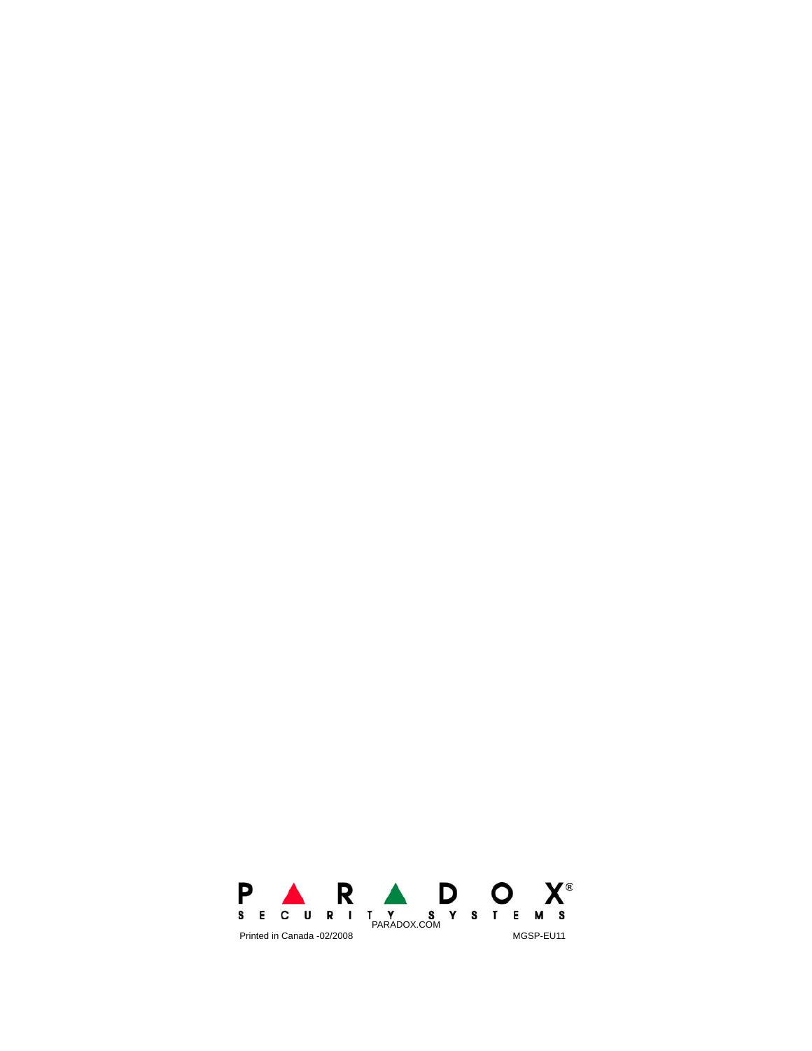PARADOX®

SECURITY SYSTEMS

PARADOX.COM

Printed in Canada -02/2008

MGSP-EU11